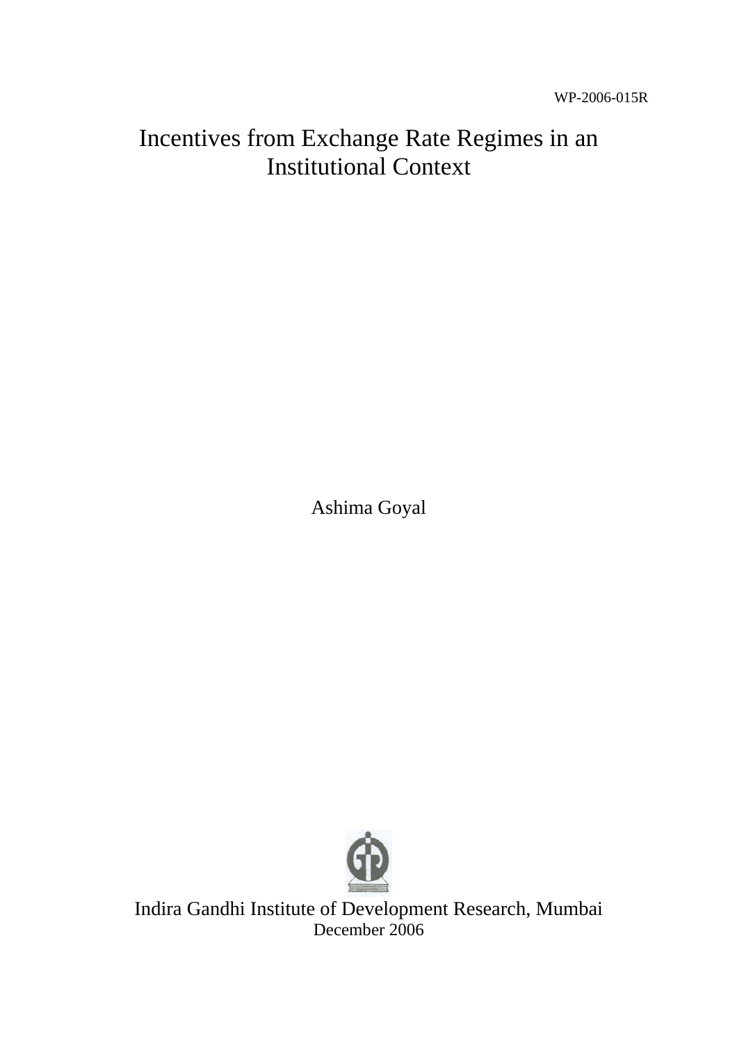WP-2006-015R

# Incentives from Exchange Rate Regimes in an Institutional Context

Ashima Goyal

Indira Gandhi Institute of Development Research, Mumbai

December 2006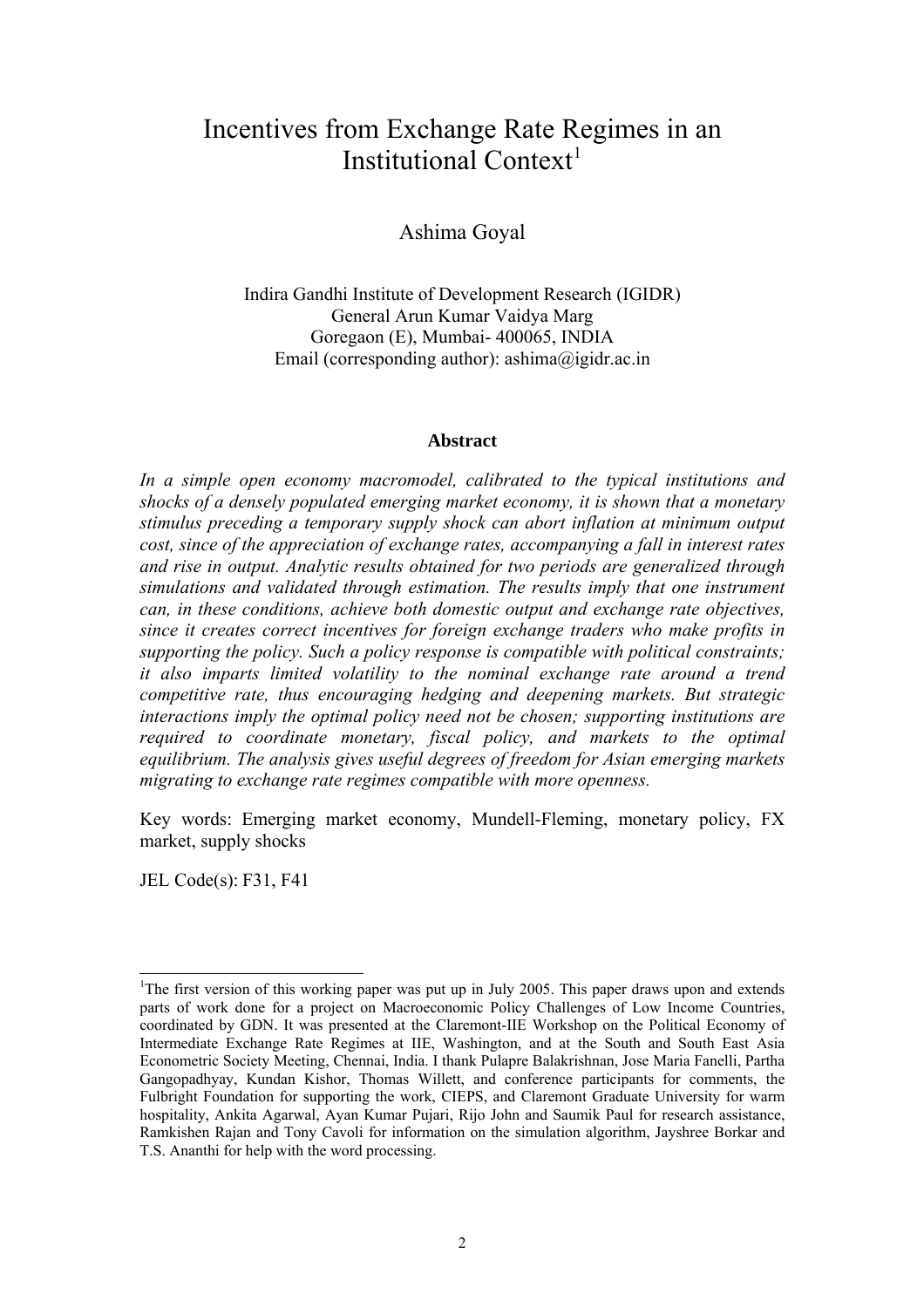# Incentives from Exchange Rate Regimes in an Institutional Context[1]

Ashima Goyal

Indira Gandhi Institute of Development Research (IGIDR)
General Arun Kumar Vaidya Marg
Goregaon (E), Mumbai- 400065, INDIA
Email (corresponding author): ashima@igidr.ac.in

## Abstract

*In a simple open economy macromodel, calibrated to the typical institutions and shocks of a densely populated emerging market economy, it is shown that a monetary stimulus preceding a temporary supply shock can abort inflation at minimum output cost, since of the appreciation of exchange rates, accompanying a fall in interest rates and rise in output. Analytic results obtained for two periods are generalized through simulations and validated through estimation. The results imply that one instrument can, in these conditions, achieve both domestic output and exchange rate objectives, since it creates correct incentives for foreign exchange traders who make profits in supporting the policy. Such a policy response is compatible with political constraints; it also imparts limited volatility to the nominal exchange rate around a trend competitive rate, thus encouraging hedging and deepening markets. But strategic interactions imply the optimal policy need not be chosen; supporting institutions are required to coordinate monetary, fiscal policy, and markets to the optimal equilibrium. The analysis gives useful degrees of freedom for Asian emerging markets migrating to exchange rate regimes compatible with more openness.*

Key words: Emerging market economy, Mundell-Fleming, monetary policy, FX market, supply shocks

JEL Code(s): F31, F41

[1] The first version of this working paper was put up in July 2005. This paper draws upon and extends parts of work done for a project on Macroeconomic Policy Challenges of Low Income Countries, coordinated by GDN. It was presented at the Claremont-IIE Workshop on the Political Economy of Intermediate Exchange Rate Regimes at IIE, Washington, and at the South and South East Asia Econometric Society Meeting, Chennai, India. I thank Pulapre Balakrishnan, Jose Maria Fanelli, Partha Gangopadhyay, Kundan Kishor, Thomas Willett, and conference participants for comments, the Fulbright Foundation for supporting the work, CIEPS, and Claremont Graduate University for warm hospitality, Ankita Agarwal, Ayan Kumar Pujari, Rijo John and Saumik Paul for research assistance, Ramkishen Rajan and Tony Cavoli for information on the simulation algorithm, Jayshree Borkar and T.S. Ananthi for help with the word processing.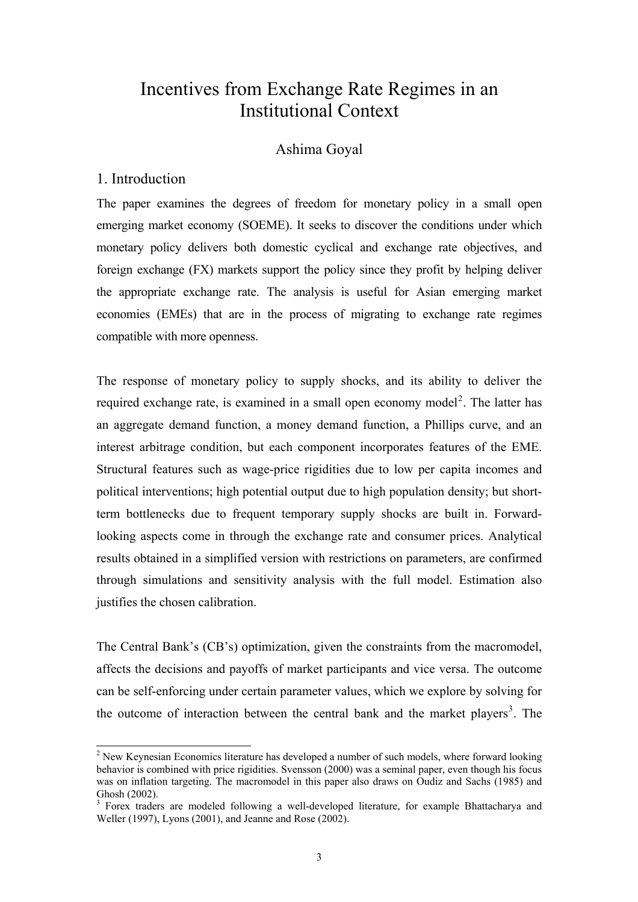# Incentives from Exchange Rate Regimes in an Institutional Context

Ashima Goyal

## 1. Introduction

The paper examines the degrees of freedom for monetary policy in a small open emerging market economy (SOEME). It seeks to discover the conditions under which monetary policy delivers both domestic cyclical and exchange rate objectives, and foreign exchange (FX) markets support the policy since they profit by helping deliver the appropriate exchange rate. The analysis is useful for Asian emerging market economies (EMEs) that are in the process of migrating to exchange rate regimes compatible with more openness.

The response of monetary policy to supply shocks, and its ability to deliver the required exchange rate, is examined in a small open economy model[2]. The latter has an aggregate demand function, a money demand function, a Phillips curve, and an interest arbitrage condition, but each component incorporates features of the EME. Structural features such as wage-price rigidities due to low per capita incomes and political interventions; high potential output due to high population density; but short-term bottlenecks due to frequent temporary supply shocks are built in. Forward-looking aspects come in through the exchange rate and consumer prices. Analytical results obtained in a simplified version with restrictions on parameters, are confirmed through simulations and sensitivity analysis with the full model. Estimation also justifies the chosen calibration.

The Central Bank's (CB's) optimization, given the constraints from the macromodel, affects the decisions and payoffs of market participants and vice versa. The outcome can be self-enforcing under certain parameter values, which we explore by solving for the outcome of interaction between the central bank and the market players[3]. The

---

[2] New Keynesian Economics literature has developed a number of such models, where forward looking behavior is combined with price rigidities. Svensson (2000) was a seminal paper, even though his focus was on inflation targeting. The macromodel in this paper also draws on Oudiz and Sachs (1985) and Ghosh (2002).

[3] Forex traders are modeled following a well-developed literature, for example Bhattacharya and Weller (1997), Lyons (2001), and Jeanne and Rose (2002).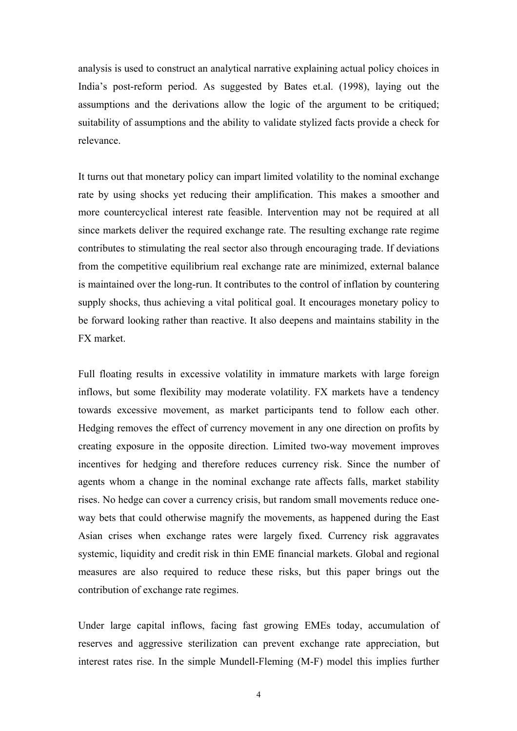analysis is used to construct an analytical narrative explaining actual policy choices in India's post-reform period. As suggested by Bates et.al. (1998), laying out the assumptions and the derivations allow the logic of the argument to be critiqued; suitability of assumptions and the ability to validate stylized facts provide a check for relevance.

It turns out that monetary policy can impart limited volatility to the nominal exchange rate by using shocks yet reducing their amplification. This makes a smoother and more countercyclical interest rate feasible. Intervention may not be required at all since markets deliver the required exchange rate. The resulting exchange rate regime contributes to stimulating the real sector also through encouraging trade. If deviations from the competitive equilibrium real exchange rate are minimized, external balance is maintained over the long-run. It contributes to the control of inflation by countering supply shocks, thus achieving a vital political goal. It encourages monetary policy to be forward looking rather than reactive. It also deepens and maintains stability in the FX market.

Full floating results in excessive volatility in immature markets with large foreign inflows, but some flexibility may moderate volatility. FX markets have a tendency towards excessive movement, as market participants tend to follow each other. Hedging removes the effect of currency movement in any one direction on profits by creating exposure in the opposite direction. Limited two-way movement improves incentives for hedging and therefore reduces currency risk. Since the number of agents whom a change in the nominal exchange rate affects falls, market stability rises. No hedge can cover a currency crisis, but random small movements reduce one-way bets that could otherwise magnify the movements, as happened during the East Asian crises when exchange rates were largely fixed. Currency risk aggravates systemic, liquidity and credit risk in thin EME financial markets. Global and regional measures are also required to reduce these risks, but this paper brings out the contribution of exchange rate regimes.

Under large capital inflows, facing fast growing EMEs today, accumulation of reserves and aggressive sterilization can prevent exchange rate appreciation, but interest rates rise. In the simple Mundell-Fleming (M-F) model this implies further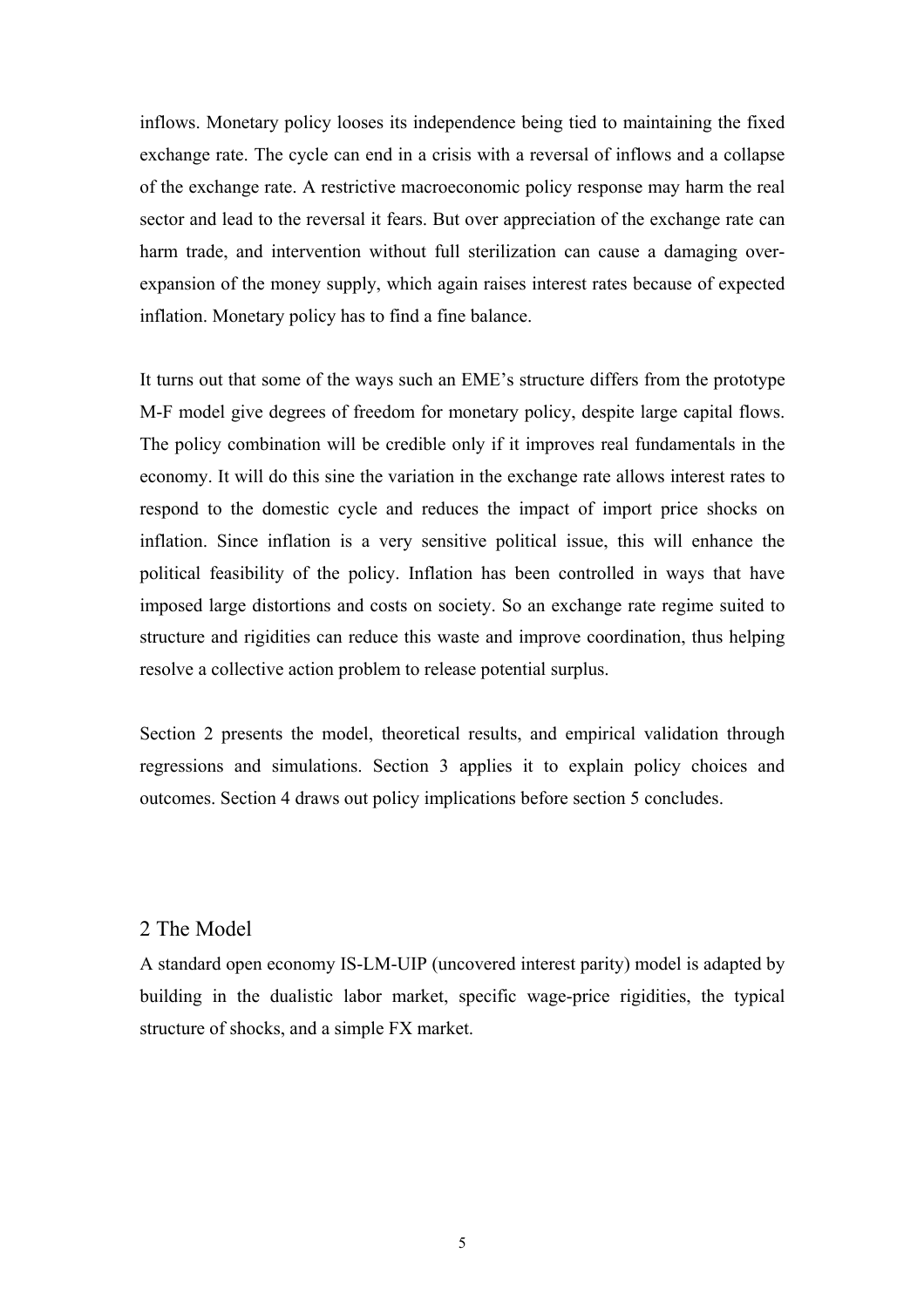inflows. Monetary policy looses its independence being tied to maintaining the fixed exchange rate. The cycle can end in a crisis with a reversal of inflows and a collapse of the exchange rate. A restrictive macroeconomic policy response may harm the real sector and lead to the reversal it fears. But over appreciation of the exchange rate can harm trade, and intervention without full sterilization can cause a damaging over-expansion of the money supply, which again raises interest rates because of expected inflation. Monetary policy has to find a fine balance.

It turns out that some of the ways such an EME's structure differs from the prototype M-F model give degrees of freedom for monetary policy, despite large capital flows. The policy combination will be credible only if it improves real fundamentals in the economy. It will do this sine the variation in the exchange rate allows interest rates to respond to the domestic cycle and reduces the impact of import price shocks on inflation. Since inflation is a very sensitive political issue, this will enhance the political feasibility of the policy. Inflation has been controlled in ways that have imposed large distortions and costs on society. So an exchange rate regime suited to structure and rigidities can reduce this waste and improve coordination, thus helping resolve a collective action problem to release potential surplus.

Section 2 presents the model, theoretical results, and empirical validation through regressions and simulations. Section 3 applies it to explain policy choices and outcomes. Section 4 draws out policy implications before section 5 concludes.

## 2 The Model

A standard open economy IS-LM-UIP (uncovered interest parity) model is adapted by building in the dualistic labor market, specific wage-price rigidities, the typical structure of shocks, and a simple FX market.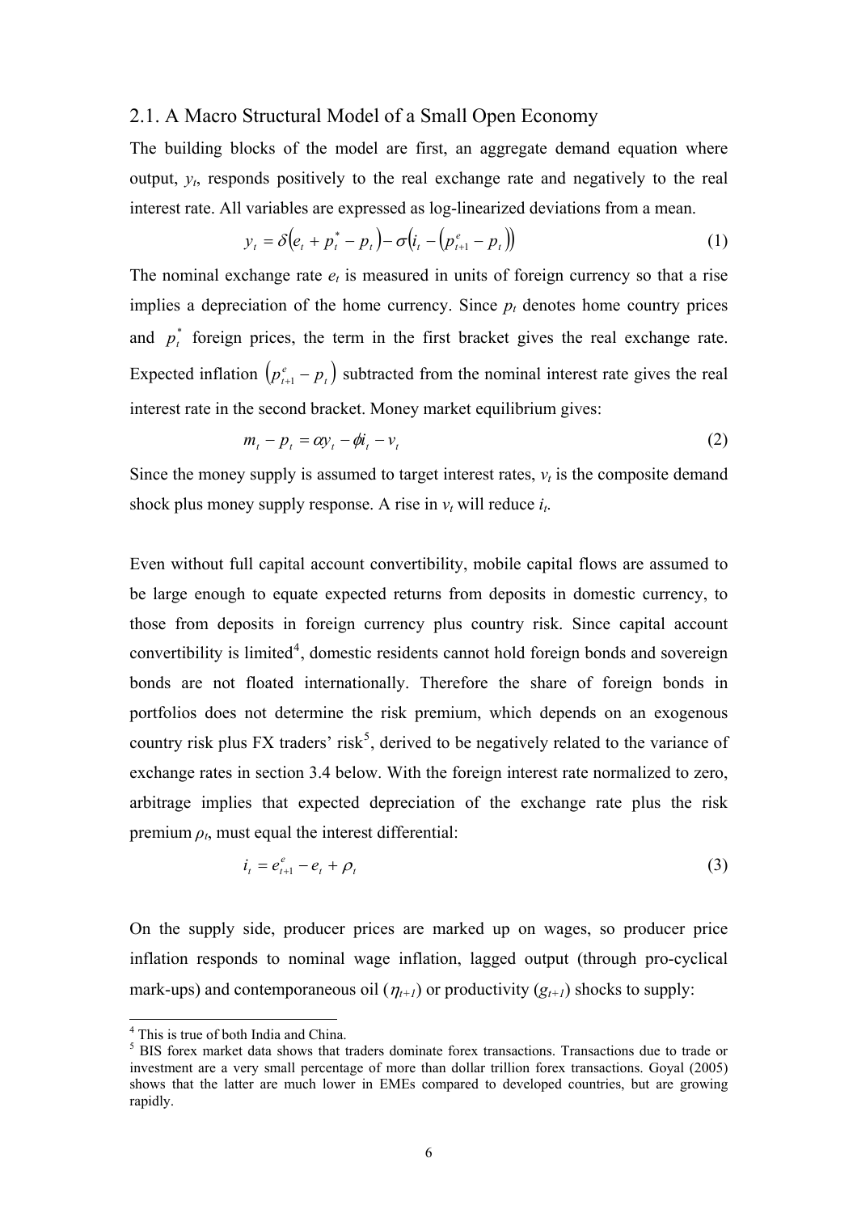## 2.1. A Macro Structural Model of a Small Open Economy

The building blocks of the model are first, an aggregate demand equation where output, $y_t$, responds positively to the real exchange rate and negatively to the real interest rate. All variables are expressed as log-linearized deviations from a mean.

$$y_t = \delta\left(e_t + p_t^* - p_t\right) - \sigma\left(i_t - \left(p_{t+1}^e - p_t\right)\right) \tag{1}$$

The nominal exchange rate $e_t$ is measured in units of foreign currency so that a rise implies a depreciation of the home currency. Since $p_t$ denotes home country prices and $p_t^*$ foreign prices, the term in the first bracket gives the real exchange rate. Expected inflation $\left(p_{t+1}^e - p_t\right)$ subtracted from the nominal interest rate gives the real interest rate in the second bracket. Money market equilibrium gives:

$$m_t - p_t = \alpha y_t - \phi i_t - v_t \tag{2}$$

Since the money supply is assumed to target interest rates, $v_t$ is the composite demand shock plus money supply response. A rise in $v_t$ will reduce $i_t$.

Even without full capital account convertibility, mobile capital flows are assumed to be large enough to equate expected returns from deposits in domestic currency, to those from deposits in foreign currency plus country risk. Since capital account convertibility is limited[4], domestic residents cannot hold foreign bonds and sovereign bonds are not floated internationally. Therefore the share of foreign bonds in portfolios does not determine the risk premium, which depends on an exogenous country risk plus FX traders' risk[5], derived to be negatively related to the variance of exchange rates in section 3.4 below. With the foreign interest rate normalized to zero, arbitrage implies that expected depreciation of the exchange rate plus the risk premium $\rho_t$, must equal the interest differential:

$$i_t = e_{t+1}^e - e_t + \rho_t \tag{3}$$

On the supply side, producer prices are marked up on wages, so producer price inflation responds to nominal wage inflation, lagged output (through pro-cyclical mark-ups) and contemporaneous oil ($\eta_{t+1}$) or productivity ($g_{t+1}$) shocks to supply:

[4] This is true of both India and China.

[5] BIS forex market data shows that traders dominate forex transactions. Transactions due to trade or investment are a very small percentage of more than dollar trillion forex transactions. Goyal (2005) shows that the latter are much lower in EMEs compared to developed countries, but are growing rapidly.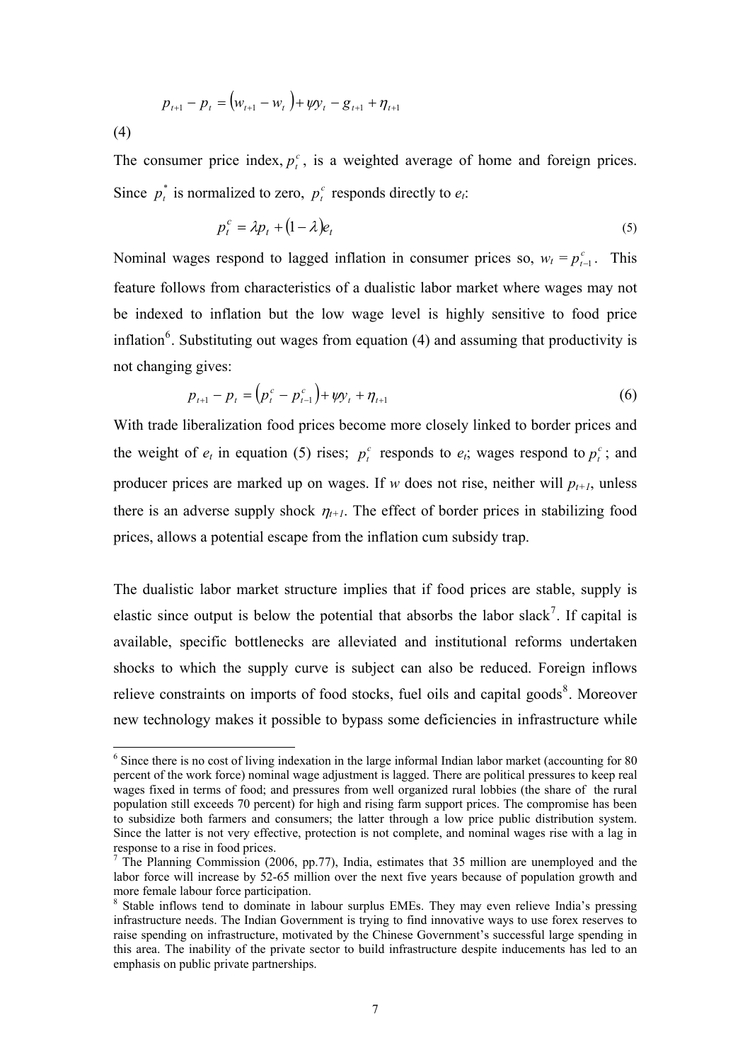$$p_{t+1} - p_t = (w_{t+1} - w_t) + \psi y_t - g_{t+1} + \eta_{t+1}$$

(4)

The consumer price index, $p_t^c$, is a weighted average of home and foreign prices. Since $p_t^*$ is normalized to zero, $p_t^c$ responds directly to $e_t$:

$$p_t^c = \lambda p_t + (1 - \lambda) e_t \tag{5}$$

Nominal wages respond to lagged inflation in consumer prices so, $w_t = p_{t-1}^c$. This feature follows from characteristics of a dualistic labor market where wages may not be indexed to inflation but the low wage level is highly sensitive to food price inflation[6]. Substituting out wages from equation (4) and assuming that productivity is not changing gives:

$$p_{t+1} - p_t = (p_t^c - p_{t-1}^c) + \psi y_t + \eta_{t+1} \tag{6}$$

With trade liberalization food prices become more closely linked to border prices and the weight of $e_t$ in equation (5) rises; $p_t^c$ responds to $e_t$; wages respond to $p_t^c$; and producer prices are marked up on wages. If $w$ does not rise, neither will $p_{t+1}$, unless there is an adverse supply shock $\eta_{t+1}$. The effect of border prices in stabilizing food prices, allows a potential escape from the inflation cum subsidy trap.

The dualistic labor market structure implies that if food prices are stable, supply is elastic since output is below the potential that absorbs the labor slack[7]. If capital is available, specific bottlenecks are alleviated and institutional reforms undertaken shocks to which the supply curve is subject can also be reduced. Foreign inflows relieve constraints on imports of food stocks, fuel oils and capital goods[8]. Moreover new technology makes it possible to bypass some deficiencies in infrastructure while

---

[6] Since there is no cost of living indexation in the large informal Indian labor market (accounting for 80 percent of the work force) nominal wage adjustment is lagged. There are political pressures to keep real wages fixed in terms of food; and pressures from well organized rural lobbies (the share of the rural population still exceeds 70 percent) for high and rising farm support prices. The compromise has been to subsidize both farmers and consumers; the latter through a low price public distribution system. Since the latter is not very effective, protection is not complete, and nominal wages rise with a lag in response to a rise in food prices.

[7] The Planning Commission (2006, pp.77), India, estimates that 35 million are unemployed and the labor force will increase by 52-65 million over the next five years because of population growth and more female labour force participation.

[8] Stable inflows tend to dominate in labour surplus EMEs. They may even relieve India's pressing infrastructure needs. The Indian Government is trying to find innovative ways to use forex reserves to raise spending on infrastructure, motivated by the Chinese Government's successful large spending in this area. The inability of the private sector to build infrastructure despite inducements has led to an emphasis on public private partnerships.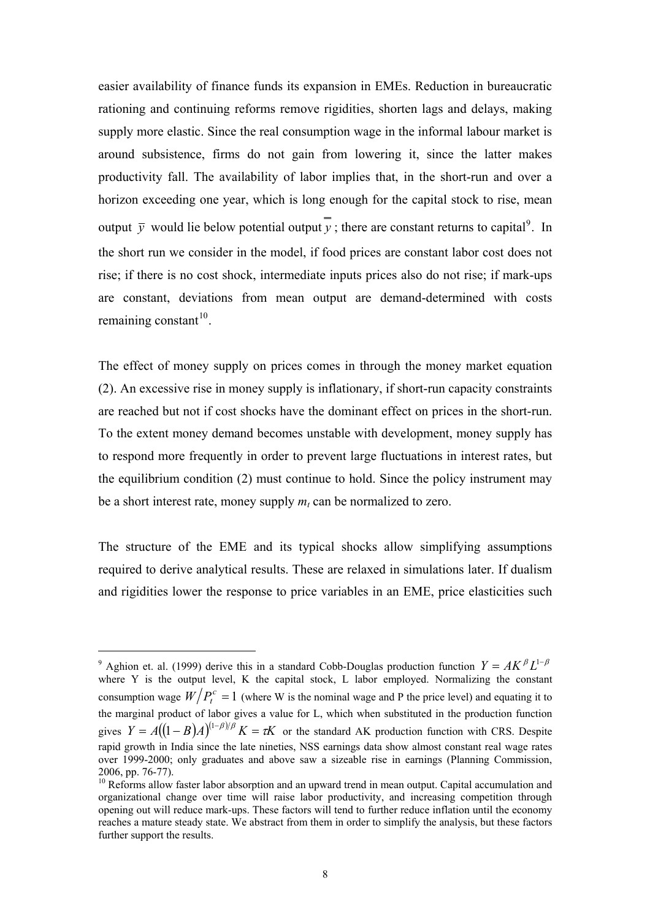easier availability of finance funds its expansion in EMEs. Reduction in bureaucratic rationing and continuing reforms remove rigidities, shorten lags and delays, making supply more elastic. Since the real consumption wage in the informal labour market is around subsistence, firms do not gain from lowering it, since the latter makes productivity fall. The availability of labor implies that, in the short-run and over a horizon exceeding one year, which is long enough for the capital stock to rise, mean output $\overline{y}$ would lie below potential output $\overline{\overline{y}}$; there are constant returns to capital[9]. In the short run we consider in the model, if food prices are constant labor cost does not rise; if there is no cost shock, intermediate inputs prices also do not rise; if mark-ups are constant, deviations from mean output are demand-determined with costs remaining constant[10].

The effect of money supply on prices comes in through the money market equation (2). An excessive rise in money supply is inflationary, if short-run capacity constraints are reached but not if cost shocks have the dominant effect on prices in the short-run. To the extent money demand becomes unstable with development, money supply has to respond more frequently in order to prevent large fluctuations in interest rates, but the equilibrium condition (2) must continue to hold. Since the policy instrument may be a short interest rate, money supply $m_t$ can be normalized to zero.

The structure of the EME and its typical shocks allow simplifying assumptions required to derive analytical results. These are relaxed in simulations later. If dualism and rigidities lower the response to price variables in an EME, price elasticities such

---

[9] Aghion et. al. (1999) derive this in a standard Cobb-Douglas production function $Y = AK^{\beta}L^{1-\beta}$ where Y is the output level, K the capital stock, L labor employed. Normalizing the constant consumption wage $W/P_t^c = 1$ (where W is the nominal wage and P the price level) and equating it to the marginal product of labor gives a value for L, which when substituted in the production function gives $Y = A((1-B)A)^{(1-\beta)/\beta} K = \tau K$ or the standard AK production function with CRS. Despite rapid growth in India since the late nineties, NSS earnings data show almost constant real wage rates over 1999-2000; only graduates and above saw a sizeable rise in earnings (Planning Commission, 2006, pp. 76-77).

[10] Reforms allow faster labor absorption and an upward trend in mean output. Capital accumulation and organizational change over time will raise labor productivity, and increasing competition through opening out will reduce mark-ups. These factors will tend to further reduce inflation until the economy reaches a mature steady state. We abstract from them in order to simplify the analysis, but these factors further support the results.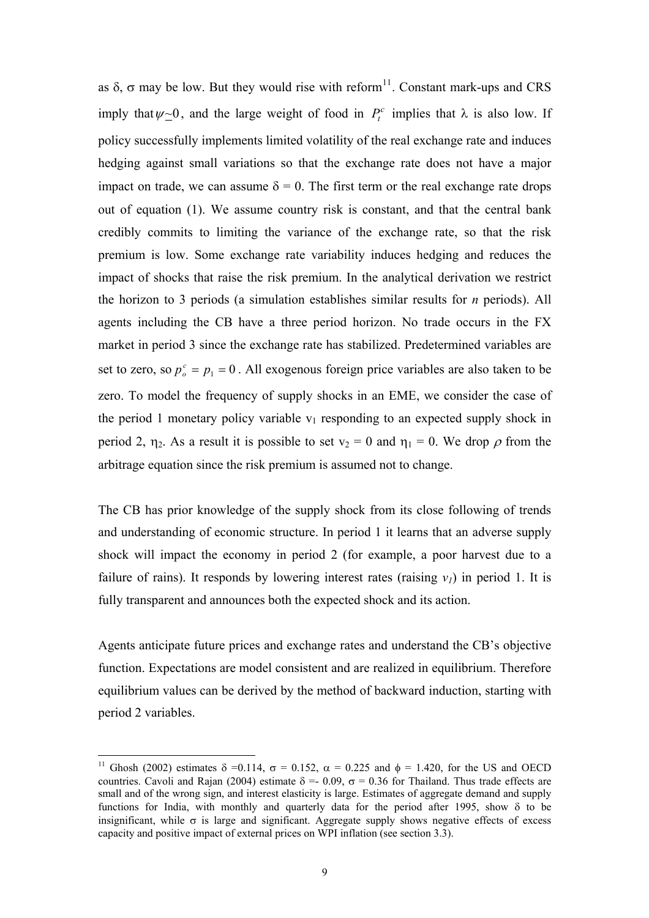as $\delta$, $\sigma$ may be low. But they would rise with reform[11]. Constant mark-ups and CRS imply that $\psi \simeq 0$, and the large weight of food in $P_t^c$ implies that $\lambda$ is also low. If policy successfully implements limited volatility of the real exchange rate and induces hedging against small variations so that the exchange rate does not have a major impact on trade, we can assume $\delta = 0$. The first term or the real exchange rate drops out of equation (1). We assume country risk is constant, and that the central bank credibly commits to limiting the variance of the exchange rate, so that the risk premium is low. Some exchange rate variability induces hedging and reduces the impact of shocks that raise the risk premium. In the analytical derivation we restrict the horizon to 3 periods (a simulation establishes similar results for *n* periods). All agents including the CB have a three period horizon. No trade occurs in the FX market in period 3 since the exchange rate has stabilized. Predetermined variables are set to zero, so $p_o^c = p_1 = 0$. All exogenous foreign price variables are also taken to be zero. To model the frequency of supply shocks in an EME, we consider the case of the period 1 monetary policy variable $v_1$ responding to an expected supply shock in period 2, $\eta_2$. As a result it is possible to set $v_2 = 0$ and $\eta_1 = 0$. We drop $\rho$ from the arbitrage equation since the risk premium is assumed not to change.

The CB has prior knowledge of the supply shock from its close following of trends and understanding of economic structure. In period 1 it learns that an adverse supply shock will impact the economy in period 2 (for example, a poor harvest due to a failure of rains). It responds by lowering interest rates (raising $v_1$) in period 1. It is fully transparent and announces both the expected shock and its action.

Agents anticipate future prices and exchange rates and understand the CB's objective function. Expectations are model consistent and are realized in equilibrium. Therefore equilibrium values can be derived by the method of backward induction, starting with period 2 variables.

---

[11] Ghosh (2002) estimates $\delta = 0.114$, $\sigma = 0.152$, $\alpha = 0.225$ and $\phi = 1.420$, for the US and OECD countries. Cavoli and Rajan (2004) estimate $\delta = -0.09$, $\sigma = 0.36$ for Thailand. Thus trade effects are small and of the wrong sign, and interest elasticity is large. Estimates of aggregate demand and supply functions for India, with monthly and quarterly data for the period after 1995, show $\delta$ to be insignificant, while $\sigma$ is large and significant. Aggregate supply shows negative effects of excess capacity and positive impact of external prices on WPI inflation (see section 3.3).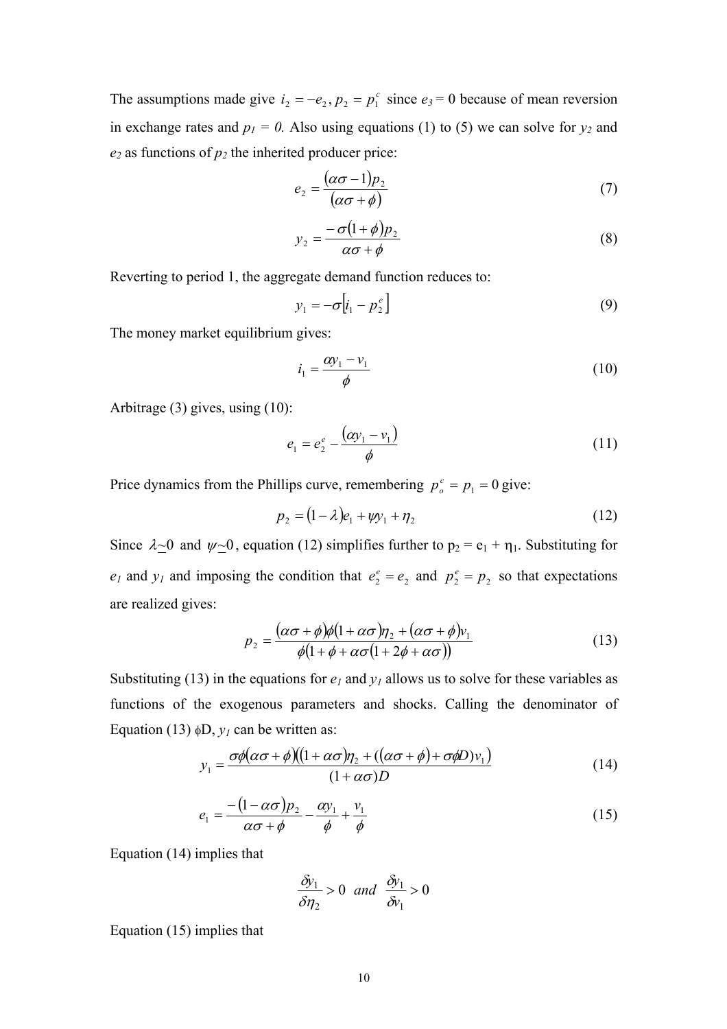The assumptions made give $i_2 = -e_2, p_2 = p_1^c$ since $e_3 = 0$ because of mean reversion in exchange rates and $p_1 = 0$. Also using equations (1) to (5) we can solve for $y_2$ and $e_2$ as functions of $p_2$ the inherited producer price:

$$e_2 = \frac{(\alpha\sigma - 1)p_2}{(\alpha\sigma + \phi)} \tag{7}$$

$$y_2 = \frac{-\sigma(1+\phi)p_2}{\alpha\sigma + \phi} \tag{8}$$

Reverting to period 1, the aggregate demand function reduces to:

$$y_1 = -\sigma\left[i_1 - p_2^e\right] \tag{9}$$

The money market equilibrium gives:

$$i_1 = \frac{\alpha y_1 - v_1}{\phi} \tag{10}$$

Arbitrage (3) gives, using (10):

$$e_1 = e_2^e - \frac{(\alpha y_1 - v_1)}{\phi} \tag{11}$$

Price dynamics from the Phillips curve, remembering $p_o^c = p_1 = 0$ give:

$$p_2 = (1-\lambda)e_1 + \psi y_1 + \eta_2 \tag{12}$$

Since $\lambda \underline{\sim} 0$ and $\psi \underline{\sim} 0$, equation (12) simplifies further to $p_2 = e_1 + \eta_1$. Substituting for $e_1$ and $y_1$ and imposing the condition that $e_2^e = e_2$ and $p_2^e = p_2$ so that expectations are realized gives:

$$p_2 = \frac{(\alpha\sigma + \phi)\phi(1+\alpha\sigma)\eta_2 + (\alpha\sigma + \phi)v_1}{\phi(1 + \phi + \alpha\sigma(1 + 2\phi + \alpha\sigma))} \tag{13}$$

Substituting (13) in the equations for $e_1$ and $y_1$ allows us to solve for these variables as functions of the exogenous parameters and shocks. Calling the denominator of Equation (13) $\phi$D, $y_1$ can be written as:

$$y_1 = \frac{\sigma\phi(\alpha\sigma + \phi)((1+\alpha\sigma)\eta_2 + ((\alpha\sigma + \phi) + \sigma\phi D)v_1)}{(1+\alpha\sigma)D} \tag{14}$$

$$e_1 = \frac{-(1-\alpha\sigma)p_2}{\alpha\sigma + \phi} - \frac{\alpha y_1}{\phi} + \frac{v_1}{\phi} \tag{15}$$

Equation (14) implies that

$$\frac{\delta y_1}{\delta \eta_2} > 0 \;\; and \;\; \frac{\delta y_1}{\delta v_1} > 0$$

Equation (15) implies that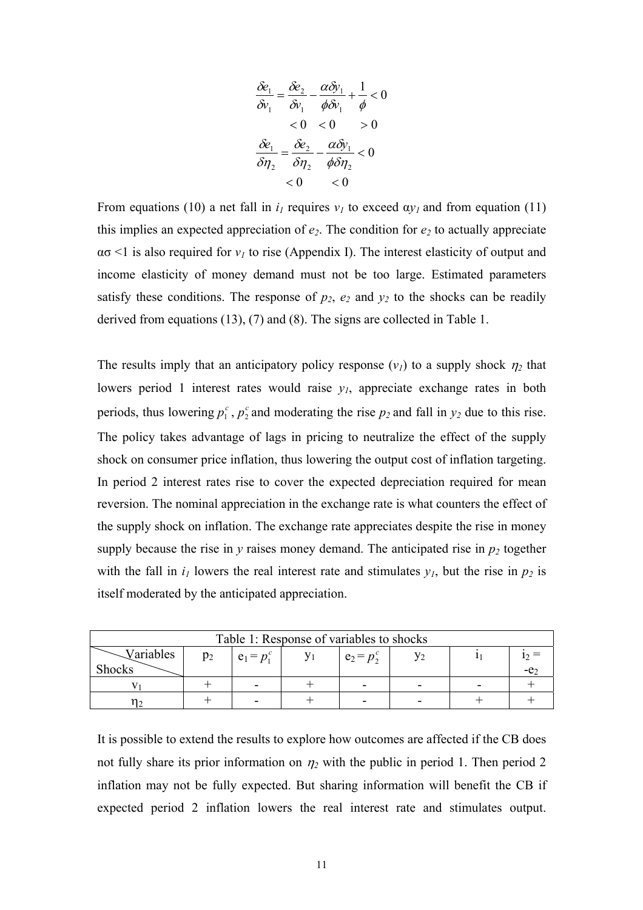$$\frac{\delta e_1}{\delta v_1} = \underset{<0}{\frac{\delta e_2}{\delta v_1}} - \underset{<0}{\frac{\alpha \delta y_1}{\phi \delta v_1}} + \underset{>0}{\frac{1}{\phi}} < 0$$

$$\frac{\delta e_1}{\delta \eta_2} = \underset{<0}{\frac{\delta e_2}{\delta \eta_2}} - \underset{<0}{\frac{\alpha \delta y_1}{\phi \delta \eta_2}} < 0$$

From equations (10) a net fall in $i_1$ requires $v_1$ to exceed $\alpha y_1$ and from equation (11) this implies an expected appreciation of $e_2$. The condition for $e_2$ to actually appreciate $\alpha\sigma < 1$ is also required for $v_1$ to rise (Appendix I). The interest elasticity of output and income elasticity of money demand must not be too large. Estimated parameters satisfy these conditions. The response of $p_2$, $e_2$ and $y_2$ to the shocks can be readily derived from equations (13), (7) and (8). The signs are collected in Table 1.

The results imply that an anticipatory policy response ($v_1$) to a supply shock $\eta_2$ that lowers period 1 interest rates would raise $y_1$, appreciate exchange rates in both periods, thus lowering $p_1^c$, $p_2^c$ and moderating the rise $p_2$ and fall in $y_2$ due to this rise. The policy takes advantage of lags in pricing to neutralize the effect of the supply shock on consumer price inflation, thus lowering the output cost of inflation targeting. In period 2 interest rates rise to cover the expected depreciation required for mean reversion. The nominal appreciation in the exchange rate is what counters the effect of the supply shock on inflation. The exchange rate appreciates despite the rise in money supply because the rise in $y$ raises money demand. The anticipated rise in $p_2$ together with the fall in $i_1$ lowers the real interest rate and stimulates $y_1$, but the rise in $p_2$ is itself moderated by the anticipated appreciation.

Table 1: Response of variables to shocks

| Shocks \ Variables | $p_2$ | $e_1 = p_1^c$ | $y_1$ | $e_2 = p_2^c$ | $y_2$ | $i_1$ | $i_2 = -e_2$ |
|---|---|---|---|---|---|---|---|
| $v_1$ | + | - | + | - | - | - | + |
| $\eta_2$ | + | - | + | - | - | + | + |

It is possible to extend the results to explore how outcomes are affected if the CB does not fully share its prior information on $\eta_2$ with the public in period 1. Then period 2 inflation may not be fully expected. But sharing information will benefit the CB if expected period 2 inflation lowers the real interest rate and stimulates output.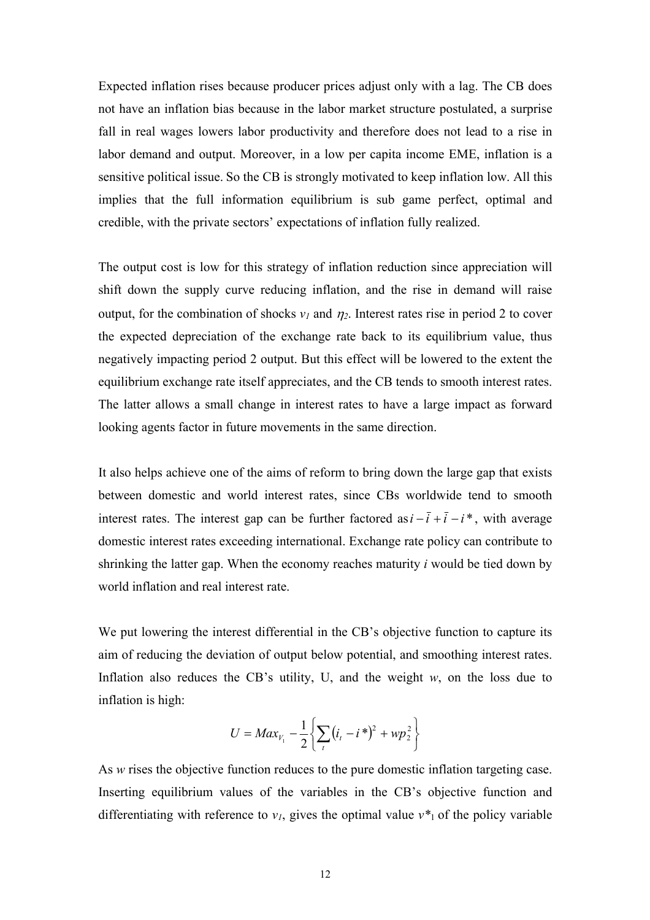Expected inflation rises because producer prices adjust only with a lag. The CB does not have an inflation bias because in the labor market structure postulated, a surprise fall in real wages lowers labor productivity and therefore does not lead to a rise in labor demand and output. Moreover, in a low per capita income EME, inflation is a sensitive political issue. So the CB is strongly motivated to keep inflation low. All this implies that the full information equilibrium is sub game perfect, optimal and credible, with the private sectors' expectations of inflation fully realized.

The output cost is low for this strategy of inflation reduction since appreciation will shift down the supply curve reducing inflation, and the rise in demand will raise output, for the combination of shocks $v_1$ and $\eta_2$. Interest rates rise in period 2 to cover the expected depreciation of the exchange rate back to its equilibrium value, thus negatively impacting period 2 output. But this effect will be lowered to the extent the equilibrium exchange rate itself appreciates, and the CB tends to smooth interest rates. The latter allows a small change in interest rates to have a large impact as forward looking agents factor in future movements in the same direction.

It also helps achieve one of the aims of reform to bring down the large gap that exists between domestic and world interest rates, since CBs worldwide tend to smooth interest rates. The interest gap can be further factored as $i - \bar{i} + \bar{i} - i^*$, with average domestic interest rates exceeding international. Exchange rate policy can contribute to shrinking the latter gap. When the economy reaches maturity $i$ would be tied down by world inflation and real interest rate.

We put lowering the interest differential in the CB's objective function to capture its aim of reducing the deviation of output below potential, and smoothing interest rates. Inflation also reduces the CB's utility, U, and the weight $w$, on the loss due to inflation is high:

$$U = Max_{V_1} -\frac{1}{2}\left\{\sum_t (i_t - i^*)^2 + wp_2^2\right\}$$

As $w$ rises the objective function reduces to the pure domestic inflation targeting case. Inserting equilibrium values of the variables in the CB's objective function and differentiating with reference to $v_1$, gives the optimal value $v^*_1$ of the policy variable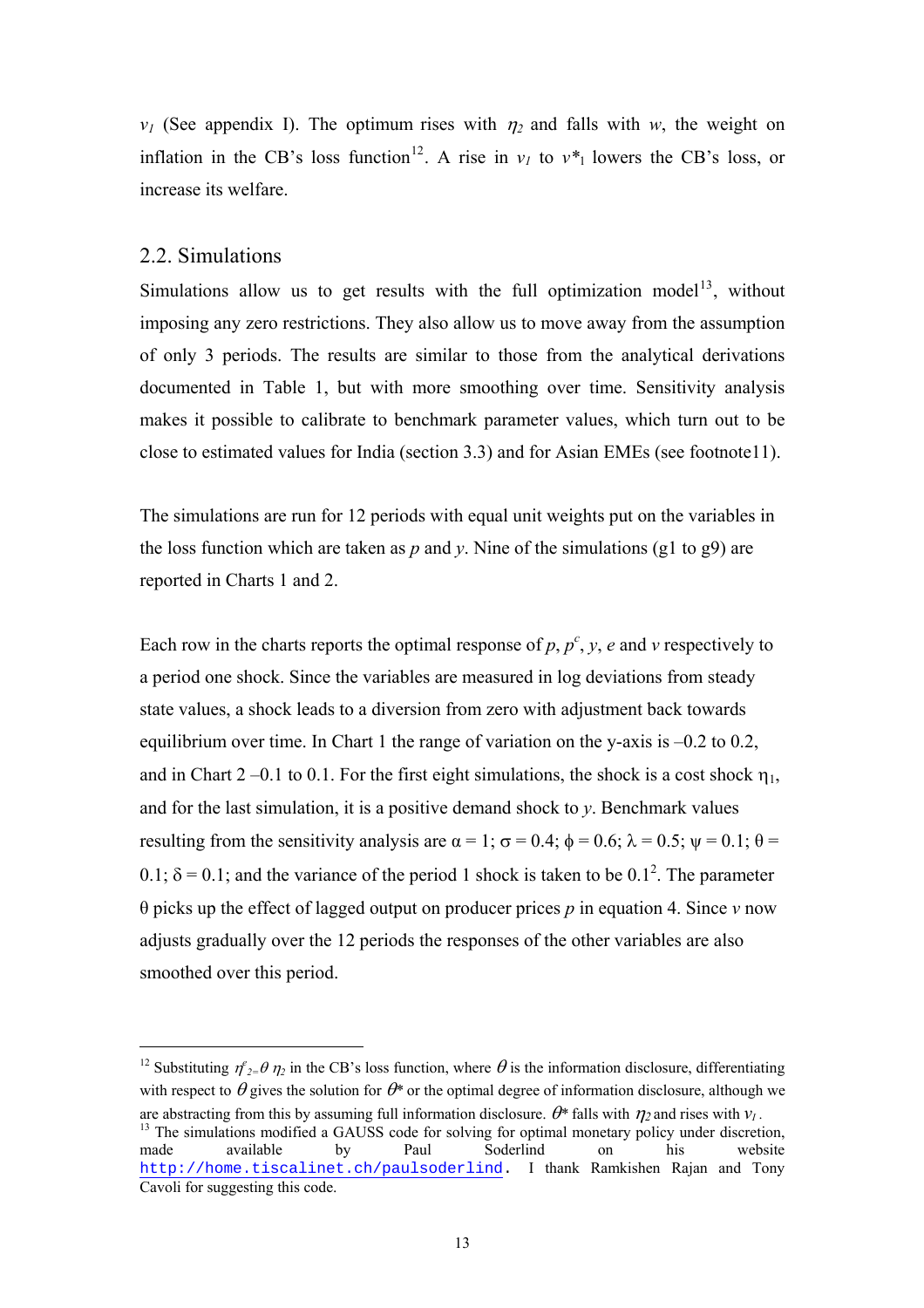$v_1$ (See appendix I). The optimum rises with $\eta_2$ and falls with $w$, the weight on inflation in the CB's loss function[12]. A rise in $v_1$ to $v^*_1$ lowers the CB's loss, or increase its welfare.

## 2.2. Simulations

Simulations allow us to get results with the full optimization model[13], without imposing any zero restrictions. They also allow us to move away from the assumption of only 3 periods. The results are similar to those from the analytical derivations documented in Table 1, but with more smoothing over time. Sensitivity analysis makes it possible to calibrate to benchmark parameter values, which turn out to be close to estimated values for India (section 3.3) and for Asian EMEs (see footnote11).

The simulations are run for 12 periods with equal unit weights put on the variables in the loss function which are taken as $p$ and $y$. Nine of the simulations (g1 to g9) are reported in Charts 1 and 2.

Each row in the charts reports the optimal response of $p$, $p^c$, $y$, $e$ and $v$ respectively to a period one shock. Since the variables are measured in log deviations from steady state values, a shock leads to a diversion from zero with adjustment back towards equilibrium over time. In Chart 1 the range of variation on the y-axis is –0.2 to 0.2, and in Chart 2 –0.1 to 0.1. For the first eight simulations, the shock is a cost shock $\eta_1$, and for the last simulation, it is a positive demand shock to $y$. Benchmark values resulting from the sensitivity analysis are $\alpha = 1$; $\sigma = 0.4$; $\phi = 0.6$; $\lambda = 0.5$; $\psi = 0.1$; $\theta = 0.1$; $\delta = 0.1$; and the variance of the period 1 shock is taken to be $0.1^2$. The parameter $\theta$ picks up the effect of lagged output on producer prices $p$ in equation 4. Since $v$ now adjusts gradually over the 12 periods the responses of the other variables are also smoothed over this period.

---

[12] Substituting $\eta^e_2 = \theta\, \eta_2$ in the CB's loss function, where $\theta$ is the information disclosure, differentiating with respect to $\theta$ gives the solution for $\theta^*$ or the optimal degree of information disclosure, although we are abstracting from this by assuming full information disclosure. $\theta^*$ falls with $\eta_2$ and rises with $v_1$.

[13] The simulations modified a GAUSS code for solving for optimal monetary policy under discretion, made available by Paul Soderlind on his website http://home.tiscalinet.ch/paulsoderlind. I thank Ramkishen Rajan and Tony Cavoli for suggesting this code.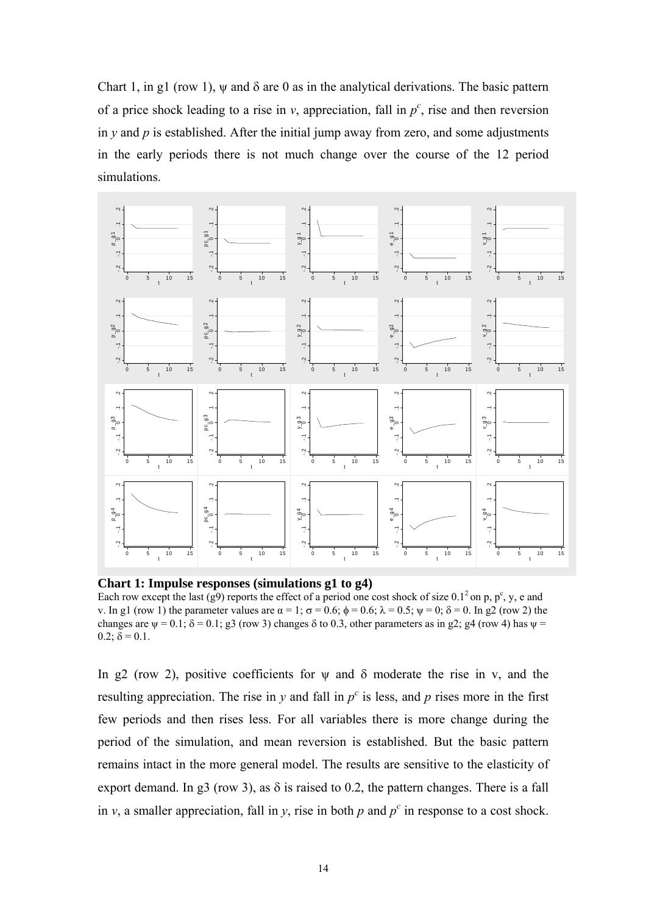Chart 1, in g1 (row 1), $\psi$ and $\delta$ are 0 as in the analytical derivations. The basic pattern of a price shock leading to a rise in $v$, appreciation, fall in $p^c$, rise and then reversion in $y$ and $p$ is established. After the initial jump away from zero, and some adjustments in the early periods there is not much change over the course of the 12 period simulations.

**Chart 1: Impulse responses (simulations g1 to g4)**

Each row except the last (g9) reports the effect of a period one cost shock of size $0.1^2$ on p, $p^c$, y, e and v. In g1 (row 1) the parameter values are $\alpha = 1$; $\sigma = 0.6$; $\phi = 0.6$; $\lambda = 0.5$; $\psi = 0$; $\delta = 0$. In g2 (row 2) the changes are $\psi = 0.1$; $\delta = 0.1$; g3 (row 3) changes $\delta$ to 0.3, other parameters as in g2; g4 (row 4) has $\psi = 0.2$; $\delta = 0.1$.

In g2 (row 2), positive coefficients for $\psi$ and $\delta$ moderate the rise in v, and the resulting appreciation. The rise in $y$ and fall in $p^c$ is less, and $p$ rises more in the first few periods and then rises less. For all variables there is more change during the period of the simulation, and mean reversion is established. But the basic pattern remains intact in the more general model. The results are sensitive to the elasticity of export demand. In g3 (row 3), as $\delta$ is raised to 0.2, the pattern changes. There is a fall in $v$, a smaller appreciation, fall in $y$, rise in both $p$ and $p^c$ in response to a cost shock.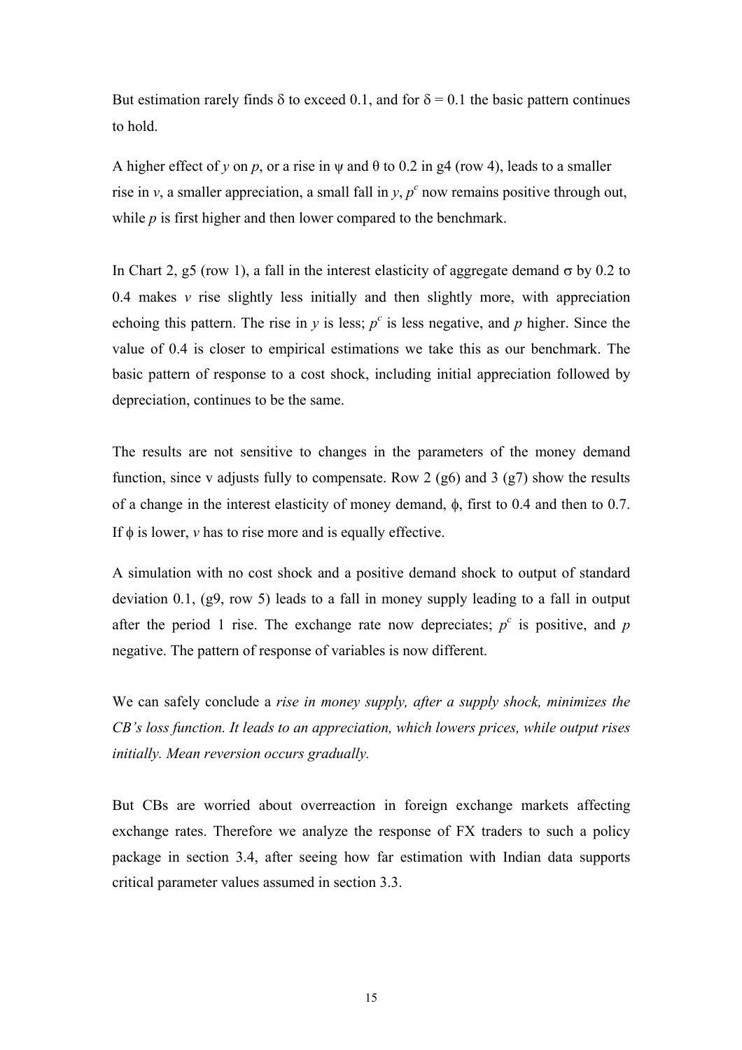But estimation rarely finds $\delta$ to exceed 0.1, and for $\delta = 0.1$ the basic pattern continues to hold.

A higher effect of $y$ on $p$, or a rise in $\psi$ and $\theta$ to 0.2 in g4 (row 4), leads to a smaller rise in $v$, a smaller appreciation, a small fall in $y$, $p^c$ now remains positive through out, while $p$ is first higher and then lower compared to the benchmark.

In Chart 2, g5 (row 1), a fall in the interest elasticity of aggregate demand $\sigma$ by 0.2 to 0.4 makes $v$ rise slightly less initially and then slightly more, with appreciation echoing this pattern. The rise in $y$ is less; $p^c$ is less negative, and $p$ higher. Since the value of 0.4 is closer to empirical estimations we take this as our benchmark. The basic pattern of response to a cost shock, including initial appreciation followed by depreciation, continues to be the same.

The results are not sensitive to changes in the parameters of the money demand function, since v adjusts fully to compensate. Row 2 (g6) and 3 (g7) show the results of a change in the interest elasticity of money demand, $\phi$, first to 0.4 and then to 0.7. If $\phi$ is lower, $v$ has to rise more and is equally effective.

A simulation with no cost shock and a positive demand shock to output of standard deviation 0.1, (g9, row 5) leads to a fall in money supply leading to a fall in output after the period 1 rise. The exchange rate now depreciates; $p^c$ is positive, and $p$ negative. The pattern of response of variables is now different.

We can safely conclude a *rise in money supply, after a supply shock, minimizes the CB's loss function. It leads to an appreciation, which lowers prices, while output rises initially. Mean reversion occurs gradually.*

But CBs are worried about overreaction in foreign exchange markets affecting exchange rates. Therefore we analyze the response of FX traders to such a policy package in section 3.4, after seeing how far estimation with Indian data supports critical parameter values assumed in section 3.3.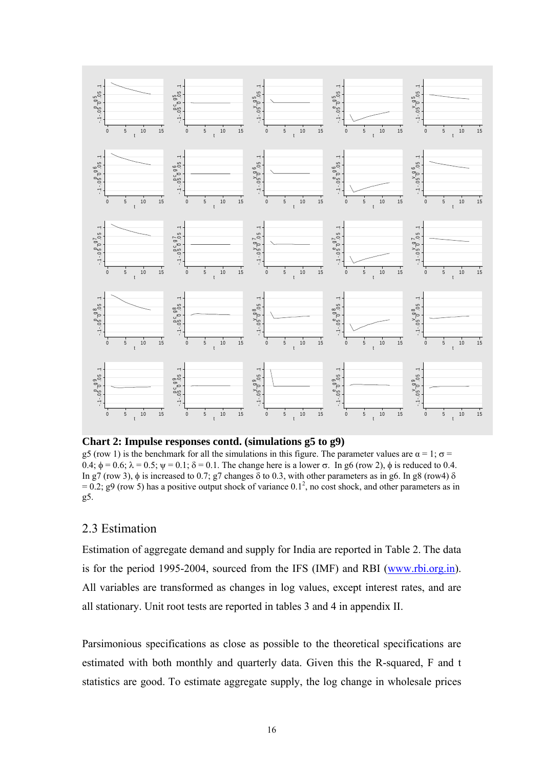**Chart 2: Impulse responses contd. (simulations g5 to g9)**

g5 (row 1) is the benchmark for all the simulations in this figure. The parameter values are $\alpha = 1$; $\sigma = 0.4$; $\phi = 0.6$; $\lambda = 0.5$; $\psi = 0.1$; $\delta = 0.1$. The change here is a lower $\sigma$. In g6 (row 2), $\phi$ is reduced to 0.4. In g7 (row 3), $\phi$ is increased to 0.7; g7 changes $\delta$ to 0.3, with other parameters as in g6. In g8 (row4) $\delta = 0.2$; g9 (row 5) has a positive output shock of variance $0.1^2$, no cost shock, and other parameters as in g5.

## 2.3 Estimation

Estimation of aggregate demand and supply for India are reported in Table 2. The data is for the period 1995-2004, sourced from the IFS (IMF) and RBI (www.rbi.org.in). All variables are transformed as changes in log values, except interest rates, and are all stationary. Unit root tests are reported in tables 3 and 4 in appendix II.

Parsimonious specifications as close as possible to the theoretical specifications are estimated with both monthly and quarterly data. Given this the R-squared, F and t statistics are good. To estimate aggregate supply, the log change in wholesale prices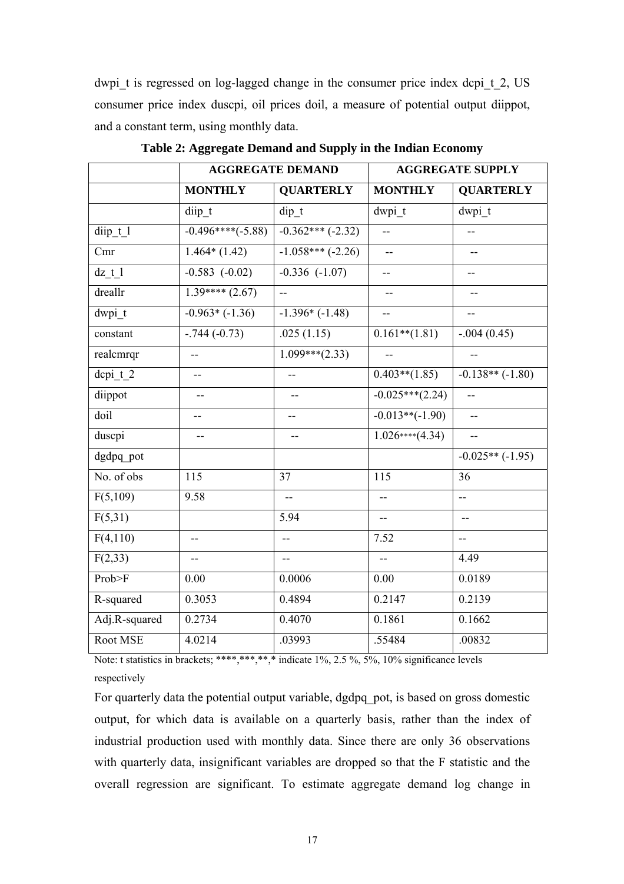dwpi_t is regressed on log-lagged change in the consumer price index dcpi_t_2, US consumer price index duscpi, oil prices doil, a measure of potential output diippot, and a constant term, using monthly data.

**Table 2: Aggregate Demand and Supply in the Indian Economy**

| | AGGREGATE DEMAND | | AGGREGATE SUPPLY | |
|---|---|---|---|---|
| | **MONTHLY** | **QUARTERLY** | **MONTHLY** | **QUARTERLY** |
| | diip_t | dip_t | dwpi_t | dwpi_t |
| diip_t_1 | -0.496****(-5.88) | -0.362*** (-2.32) | -- | -- |
| Cmr | 1.464* (1.42) | -1.058*** (-2.26) | -- | -- |
| dz_t_1 | -0.583 (-0.02) | -0.336 (-1.07) | -- | -- |
| dreallr | 1.39**** (2.67) | -- | -- | -- |
| dwpi_t | -0.963* (-1.36) | -1.396* (-1.48) | -- | -- |
| constant | -.744 (-0.73) | .025 (1.15) | 0.161**(1.81) | -.004 (0.45) |
| realcmrqr | -- | 1.099***(2.33) | -- | -- |
| dcpi_t_2 | -- | -- | 0.403**(1.85) | -0.138** (-1.80) |
| diippot | -- | -- | -0.025***(2.24) | -- |
| doil | -- | -- | -0.013**(-1.90) | -- |
| duscpi | -- | -- | 1.026****(4.34) | -- |
| dgdpq_pot | | | | -0.025** (-1.95) |
| No. of obs | 115 | 37 | 115 | 36 |
| F(5,109) | 9.58 | -- | -- | -- |
| F(5,31) | | 5.94 | -- | -- |
| F(4,110) | -- | -- | 7.52 | -- |
| F(2,33) | -- | -- | -- | 4.49 |
| Prob>F | 0.00 | 0.0006 | 0.00 | 0.0189 |
| R-squared | 0.3053 | 0.4894 | 0.2147 | 0.2139 |
| Adj.R-squared | 0.2734 | 0.4070 | 0.1861 | 0.1662 |
| Root MSE | 4.0214 | .03993 | .55484 | .00832 |

Note: t statistics in brackets; ****,***,**,* indicate 1%, 2.5 %, 5%, 10% significance levels respectively

For quarterly data the potential output variable, dgdpq_pot, is based on gross domestic output, for which data is available on a quarterly basis, rather than the index of industrial production used with monthly data. Since there are only 36 observations with quarterly data, insignificant variables are dropped so that the F statistic and the overall regression are significant. To estimate aggregate demand log change in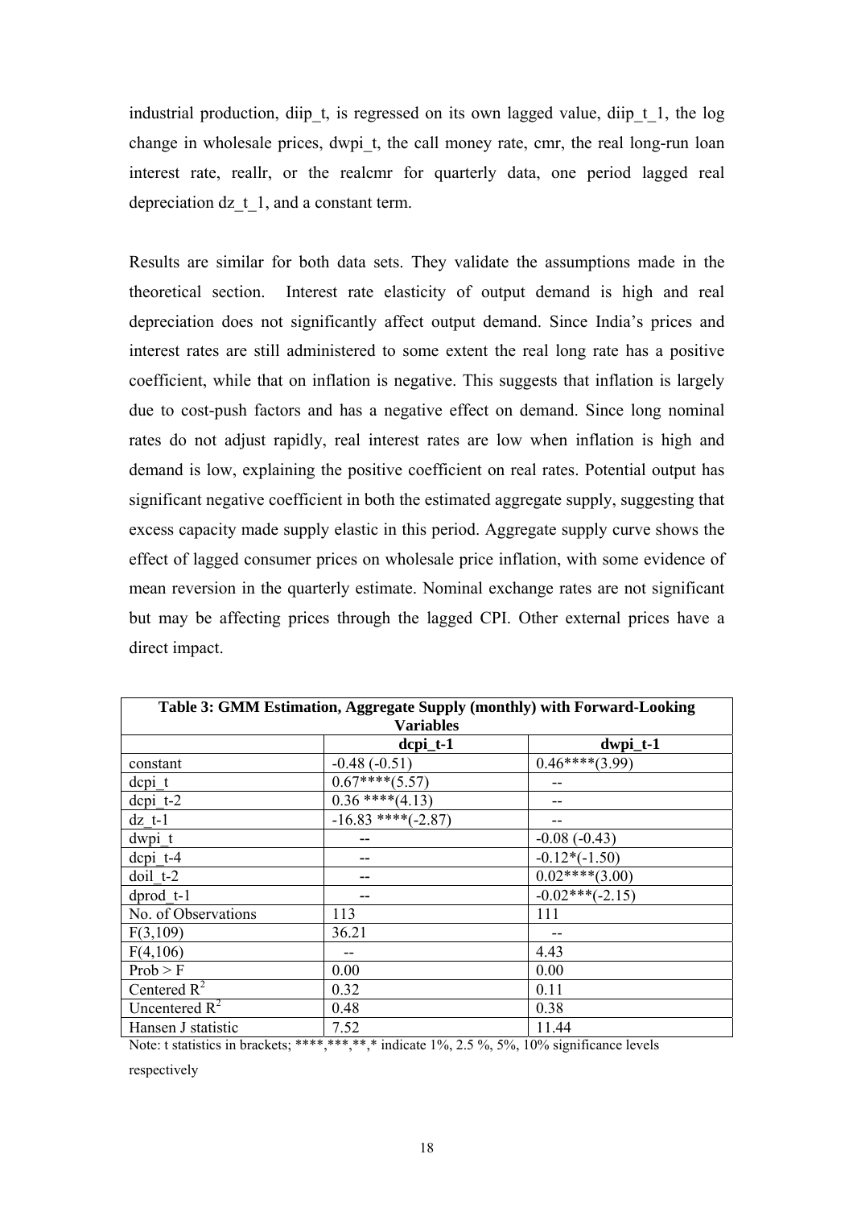industrial production, diip_t, is regressed on its own lagged value, diip_t_1, the log change in wholesale prices, dwpi_t, the call money rate, cmr, the real long-run loan interest rate, reallr, or the realcmr for quarterly data, one period lagged real depreciation dz_t_1, and a constant term.

Results are similar for both data sets. They validate the assumptions made in the theoretical section. Interest rate elasticity of output demand is high and real depreciation does not significantly affect output demand. Since India's prices and interest rates are still administered to some extent the real long rate has a positive coefficient, while that on inflation is negative. This suggests that inflation is largely due to cost-push factors and has a negative effect on demand. Since long nominal rates do not adjust rapidly, real interest rates are low when inflation is high and demand is low, explaining the positive coefficient on real rates. Potential output has significant negative coefficient in both the estimated aggregate supply, suggesting that excess capacity made supply elastic in this period. Aggregate supply curve shows the effect of lagged consumer prices on wholesale price inflation, with some evidence of mean reversion in the quarterly estimate. Nominal exchange rates are not significant but may be affecting prices through the lagged CPI. Other external prices have a direct impact.

| **Table 3: GMM Estimation, Aggregate Supply (monthly) with Forward-Looking Variables** | | |
|---|---|---|
| | **dcpi_t-1** | **dwpi_t-1** |
| constant | -0.48 (-0.51) | 0.46****(3.99) |
| dcpi_t | 0.67****(5.57) | -- |
| dcpi_t-2 | 0.36 ****(4.13) | -- |
| dz_t-1 | -16.83 ****(-2.87) | -- |
| dwpi_t | -- | -0.08 (-0.43) |
| dcpi_t-4 | -- | -0.12*(-1.50) |
| doil_t-2 | -- | 0.02****(3.00) |
| dprod_t-1 | -- | -0.02***(-2.15) |
| No. of Observations | 113 | 111 |
| F(3,109) | 36.21 | -- |
| F(4,106) | -- | 4.43 |
| Prob > F | 0.00 | 0.00 |
| Centered $R^2$ | 0.32 | 0.11 |
| Uncentered $R^2$ | 0.48 | 0.38 |
| Hansen J statistic | 7.52 | 11.44 |

Note: t statistics in brackets; ****,***,**,* indicate 1%, 2.5 %, 5%, 10% significance levels respectively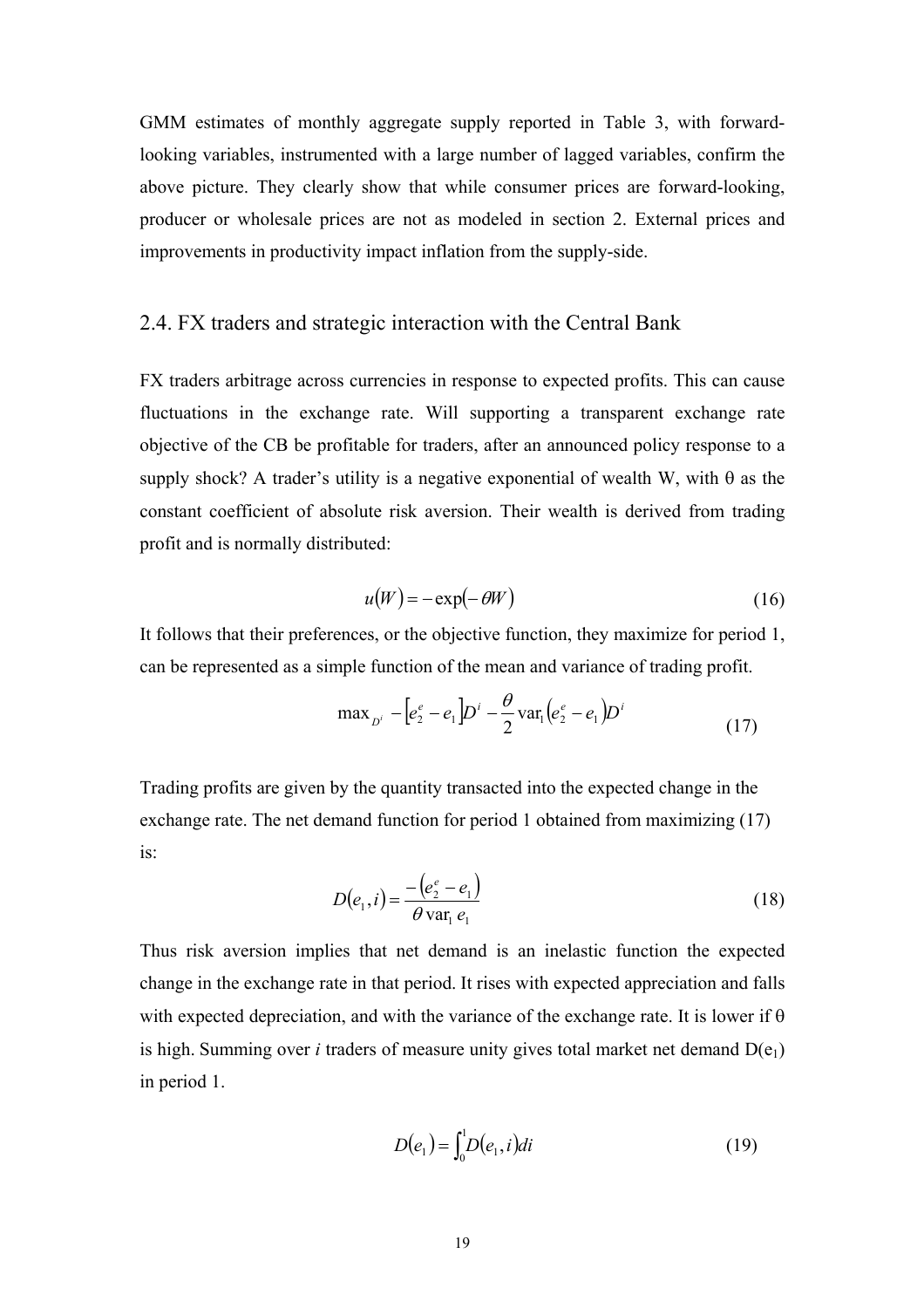GMM estimates of monthly aggregate supply reported in Table 3, with forward-looking variables, instrumented with a large number of lagged variables, confirm the above picture. They clearly show that while consumer prices are forward-looking, producer or wholesale prices are not as modeled in section 2. External prices and improvements in productivity impact inflation from the supply-side.

## 2.4. FX traders and strategic interaction with the Central Bank

FX traders arbitrage across currencies in response to expected profits. This can cause fluctuations in the exchange rate. Will supporting a transparent exchange rate objective of the CB be profitable for traders, after an announced policy response to a supply shock? A trader's utility is a negative exponential of wealth W, with θ as the constant coefficient of absolute risk aversion. Their wealth is derived from trading profit and is normally distributed:

$$u(W) = -\exp(-\theta W) \tag{16}$$

It follows that their preferences, or the objective function, they maximize for period 1, can be represented as a simple function of the mean and variance of trading profit.

$$\max_{D^i} \; -\left[e_2^e - e_1\right]D^i - \frac{\theta}{2}\operatorname{var}_1\left(e_2^e - e_1\right)D^i \tag{17}$$

Trading profits are given by the quantity transacted into the expected change in the exchange rate. The net demand function for period 1 obtained from maximizing (17) is:

$$D(e_1, i) = \frac{-\left(e_2^e - e_1\right)}{\theta \operatorname{var}_1 e_1} \tag{18}$$

Thus risk aversion implies that net demand is an inelastic function the expected change in the exchange rate in that period. It rises with expected appreciation and falls with expected depreciation, and with the variance of the exchange rate. It is lower if θ is high. Summing over *i* traders of measure unity gives total market net demand $D(e_1)$ in period 1.

$$D(e_1) = \int_0^1 D(e_1, i)\, di \tag{19}$$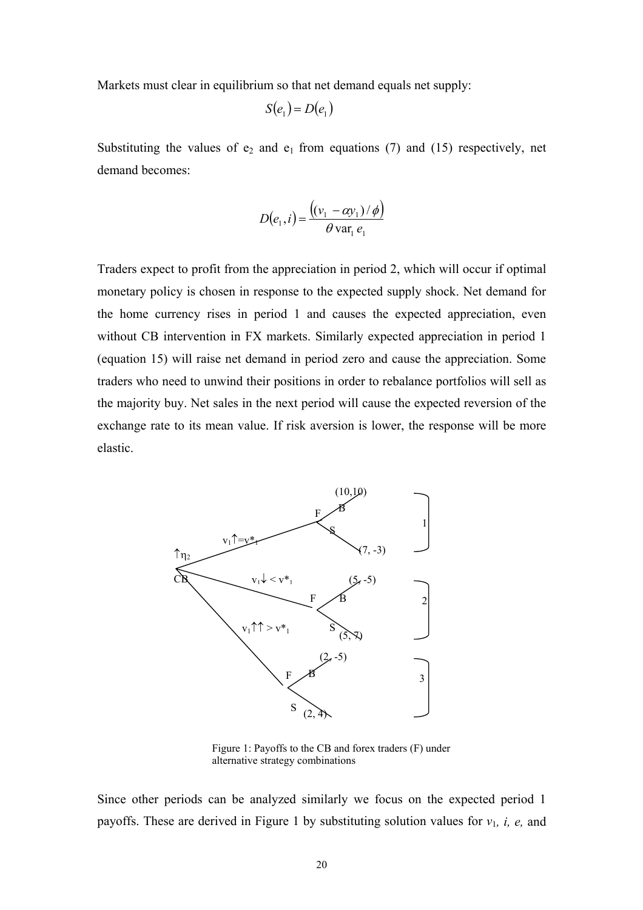Markets must clear in equilibrium so that net demand equals net supply:

$$S(e_1) = D(e_1)$$

Substituting the values of $e_2$ and $e_1$ from equations (7) and (15) respectively, net demand becomes:

$$D(e_1, i) = \frac{\left((v_1 - \alpha y_1)/\phi\right)}{\theta \operatorname{var}_1 e_1}$$

Traders expect to profit from the appreciation in period 2, which will occur if optimal monetary policy is chosen in response to the expected supply shock. Net demand for the home currency rises in period 1 and causes the expected appreciation, even without CB intervention in FX markets. Similarly expected appreciation in period 1 (equation 15) will raise net demand in period zero and cause the appreciation. Some traders who need to unwind their positions in order to rebalance portfolios will sell as the majority buy. Net sales in the next period will cause the expected reversion of the exchange rate to its mean value. If risk aversion is lower, the response will be more elastic.

Figure 1: Payoffs to the CB and forex traders (F) under alternative strategy combinations

Since other periods can be analyzed similarly we focus on the expected period 1 payoffs. These are derived in Figure 1 by substituting solution values for $v_1$, $i$, $e$, and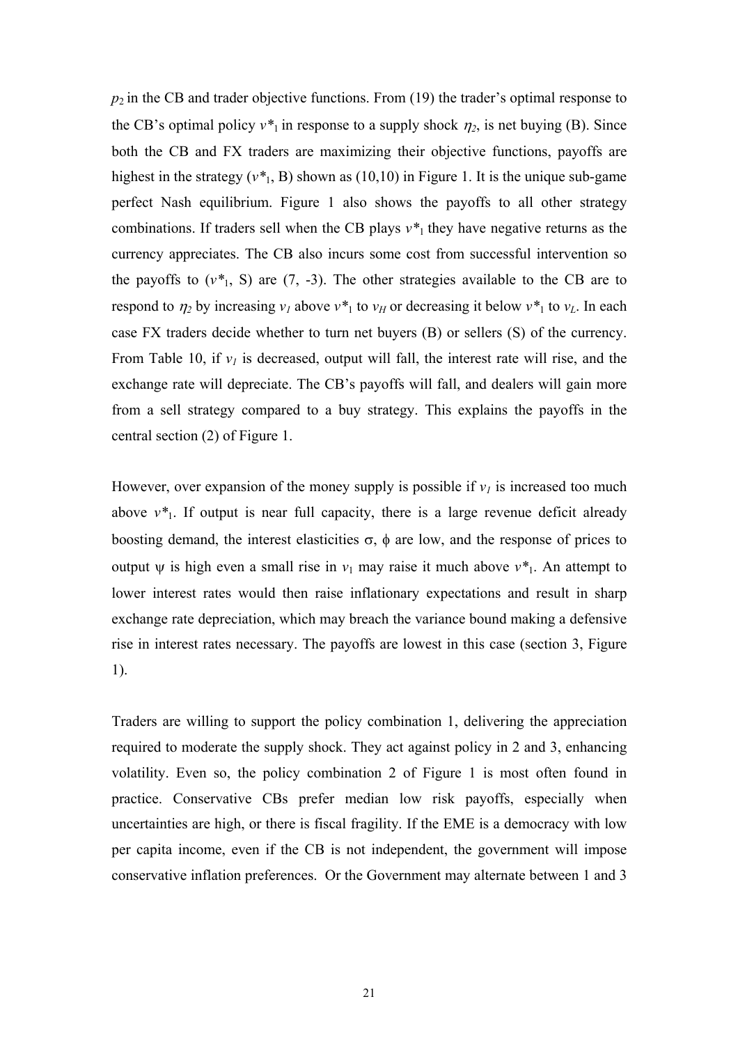$p_2$ in the CB and trader objective functions. From (19) the trader's optimal response to the CB's optimal policy $v^*_1$ in response to a supply shock $\eta_2$, is net buying (B). Since both the CB and FX traders are maximizing their objective functions, payoffs are highest in the strategy ($v^*_1$, B) shown as (10,10) in Figure 1. It is the unique sub-game perfect Nash equilibrium. Figure 1 also shows the payoffs to all other strategy combinations. If traders sell when the CB plays $v^*_1$ they have negative returns as the currency appreciates. The CB also incurs some cost from successful intervention so the payoffs to ($v^*_1$, S) are (7, -3). The other strategies available to the CB are to respond to $\eta_2$ by increasing $v_1$ above $v^*_1$ to $v_H$ or decreasing it below $v^*_1$ to $v_L$. In each case FX traders decide whether to turn net buyers (B) or sellers (S) of the currency. From Table 10, if $v_1$ is decreased, output will fall, the interest rate will rise, and the exchange rate will depreciate. The CB's payoffs will fall, and dealers will gain more from a sell strategy compared to a buy strategy. This explains the payoffs in the central section (2) of Figure 1.

However, over expansion of the money supply is possible if $v_1$ is increased too much above $v^*_1$. If output is near full capacity, there is a large revenue deficit already boosting demand, the interest elasticities $\sigma$, $\phi$ are low, and the response of prices to output $\psi$ is high even a small rise in $v_1$ may raise it much above $v^*_1$. An attempt to lower interest rates would then raise inflationary expectations and result in sharp exchange rate depreciation, which may breach the variance bound making a defensive rise in interest rates necessary. The payoffs are lowest in this case (section 3, Figure 1).

Traders are willing to support the policy combination 1, delivering the appreciation required to moderate the supply shock. They act against policy in 2 and 3, enhancing volatility. Even so, the policy combination 2 of Figure 1 is most often found in practice. Conservative CBs prefer median low risk payoffs, especially when uncertainties are high, or there is fiscal fragility. If the EME is a democracy with low per capita income, even if the CB is not independent, the government will impose conservative inflation preferences. Or the Government may alternate between 1 and 3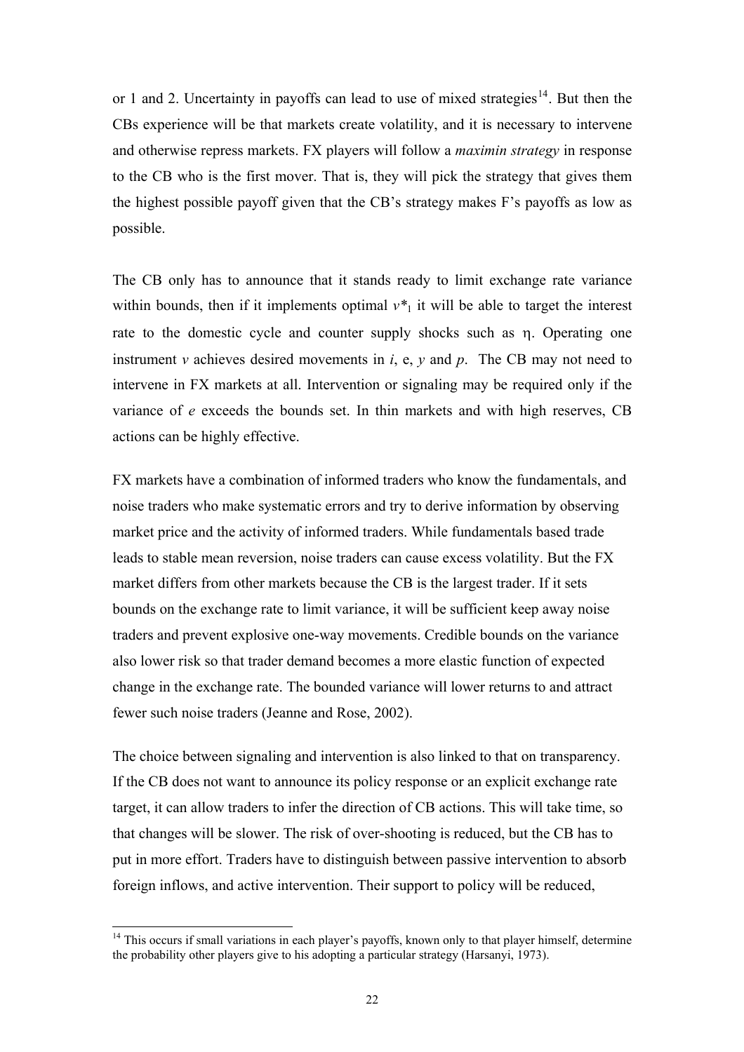or 1 and 2. Uncertainty in payoffs can lead to use of mixed strategies[14]. But then the CBs experience will be that markets create volatility, and it is necessary to intervene and otherwise repress markets. FX players will follow a *maximin strategy* in response to the CB who is the first mover. That is, they will pick the strategy that gives them the highest possible payoff given that the CB's strategy makes F's payoffs as low as possible.

The CB only has to announce that it stands ready to limit exchange rate variance within bounds, then if it implements optimal $v^*_1$ it will be able to target the interest rate to the domestic cycle and counter supply shocks such as $\eta$. Operating one instrument $v$ achieves desired movements in $i$, e, $y$ and $p$. The CB may not need to intervene in FX markets at all. Intervention or signaling may be required only if the variance of $e$ exceeds the bounds set. In thin markets and with high reserves, CB actions can be highly effective.

FX markets have a combination of informed traders who know the fundamentals, and noise traders who make systematic errors and try to derive information by observing market price and the activity of informed traders. While fundamentals based trade leads to stable mean reversion, noise traders can cause excess volatility. But the FX market differs from other markets because the CB is the largest trader. If it sets bounds on the exchange rate to limit variance, it will be sufficient keep away noise traders and prevent explosive one-way movements. Credible bounds on the variance also lower risk so that trader demand becomes a more elastic function of expected change in the exchange rate. The bounded variance will lower returns to and attract fewer such noise traders (Jeanne and Rose, 2002).

The choice between signaling and intervention is also linked to that on transparency. If the CB does not want to announce its policy response or an explicit exchange rate target, it can allow traders to infer the direction of CB actions. This will take time, so that changes will be slower. The risk of over-shooting is reduced, but the CB has to put in more effort. Traders have to distinguish between passive intervention to absorb foreign inflows, and active intervention. Their support to policy will be reduced,

[14] This occurs if small variations in each player's payoffs, known only to that player himself, determine the probability other players give to his adopting a particular strategy (Harsanyi, 1973).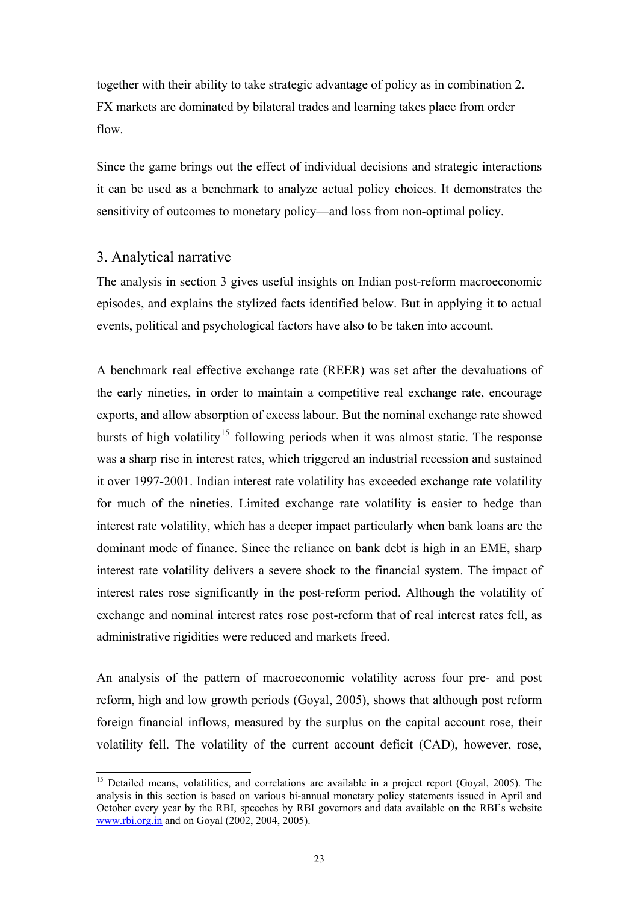together with their ability to take strategic advantage of policy as in combination 2. FX markets are dominated by bilateral trades and learning takes place from order flow.

Since the game brings out the effect of individual decisions and strategic interactions it can be used as a benchmark to analyze actual policy choices. It demonstrates the sensitivity of outcomes to monetary policy—and loss from non-optimal policy.

## 3. Analytical narrative

The analysis in section 3 gives useful insights on Indian post-reform macroeconomic episodes, and explains the stylized facts identified below. But in applying it to actual events, political and psychological factors have also to be taken into account.

A benchmark real effective exchange rate (REER) was set after the devaluations of the early nineties, in order to maintain a competitive real exchange rate, encourage exports, and allow absorption of excess labour. But the nominal exchange rate showed bursts of high volatility[15] following periods when it was almost static. The response was a sharp rise in interest rates, which triggered an industrial recession and sustained it over 1997-2001. Indian interest rate volatility has exceeded exchange rate volatility for much of the nineties. Limited exchange rate volatility is easier to hedge than interest rate volatility, which has a deeper impact particularly when bank loans are the dominant mode of finance. Since the reliance on bank debt is high in an EME, sharp interest rate volatility delivers a severe shock to the financial system. The impact of interest rates rose significantly in the post-reform period. Although the volatility of exchange and nominal interest rates rose post-reform that of real interest rates fell, as administrative rigidities were reduced and markets freed.

An analysis of the pattern of macroeconomic volatility across four pre- and post reform, high and low growth periods (Goyal, 2005), shows that although post reform foreign financial inflows, measured by the surplus on the capital account rose, their volatility fell. The volatility of the current account deficit (CAD), however, rose,

[15] Detailed means, volatilities, and correlations are available in a project report (Goyal, 2005). The analysis in this section is based on various bi-annual monetary policy statements issued in April and October every year by the RBI, speeches by RBI governors and data available on the RBI's website www.rbi.org.in and on Goyal (2002, 2004, 2005).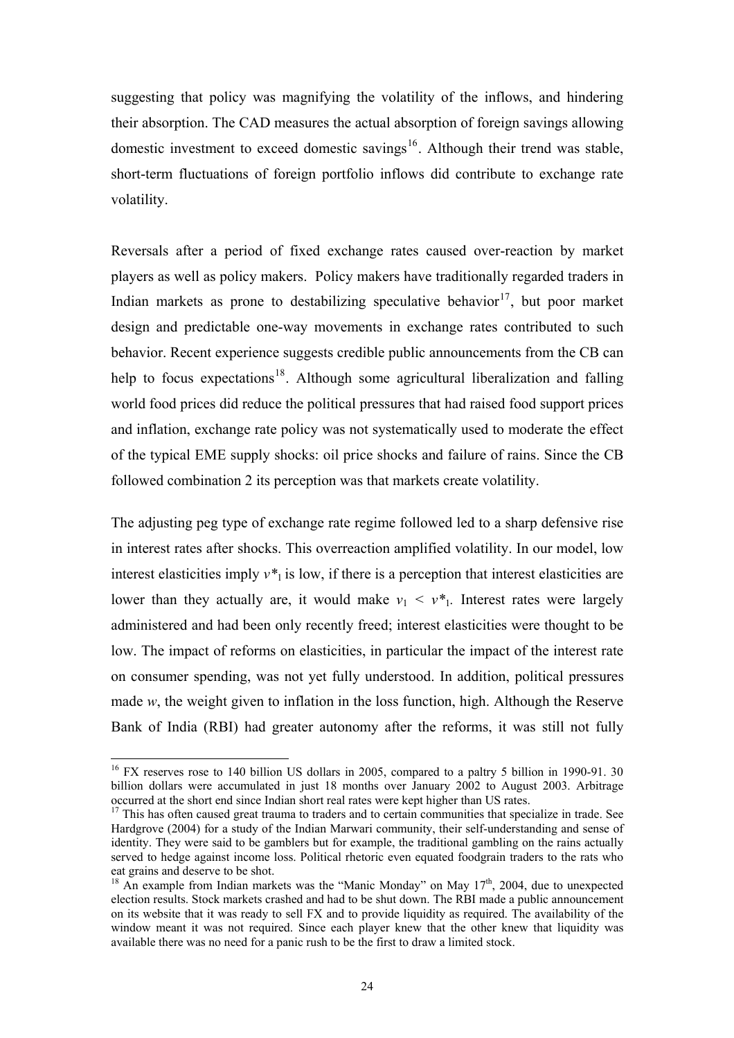suggesting that policy was magnifying the volatility of the inflows, and hindering their absorption. The CAD measures the actual absorption of foreign savings allowing domestic investment to exceed domestic savings[16]. Although their trend was stable, short-term fluctuations of foreign portfolio inflows did contribute to exchange rate volatility.

Reversals after a period of fixed exchange rates caused over-reaction by market players as well as policy makers. Policy makers have traditionally regarded traders in Indian markets as prone to destabilizing speculative behavior[17], but poor market design and predictable one-way movements in exchange rates contributed to such behavior. Recent experience suggests credible public announcements from the CB can help to focus expectations[18]. Although some agricultural liberalization and falling world food prices did reduce the political pressures that had raised food support prices and inflation, exchange rate policy was not systematically used to moderate the effect of the typical EME supply shocks: oil price shocks and failure of rains. Since the CB followed combination 2 its perception was that markets create volatility.

The adjusting peg type of exchange rate regime followed led to a sharp defensive rise in interest rates after shocks. This overreaction amplified volatility. In our model, low interest elasticities imply $v^*_1$ is low, if there is a perception that interest elasticities are lower than they actually are, it would make $v_1 < v^*_1$. Interest rates were largely administered and had been only recently freed; interest elasticities were thought to be low. The impact of reforms on elasticities, in particular the impact of the interest rate on consumer spending, was not yet fully understood. In addition, political pressures made $w$, the weight given to inflation in the loss function, high. Although the Reserve Bank of India (RBI) had greater autonomy after the reforms, it was still not fully

---

[16] FX reserves rose to 140 billion US dollars in 2005, compared to a paltry 5 billion in 1990-91. 30 billion dollars were accumulated in just 18 months over January 2002 to August 2003. Arbitrage occurred at the short end since Indian short real rates were kept higher than US rates.

[17] This has often caused great trauma to traders and to certain communities that specialize in trade. See Hardgrove (2004) for a study of the Indian Marwari community, their self-understanding and sense of identity. They were said to be gamblers but for example, the traditional gambling on the rains actually served to hedge against income loss. Political rhetoric even equated foodgrain traders to the rats who eat grains and deserve to be shot.

[18] An example from Indian markets was the "Manic Monday" on May 17th, 2004, due to unexpected election results. Stock markets crashed and had to be shut down. The RBI made a public announcement on its website that it was ready to sell FX and to provide liquidity as required. The availability of the window meant it was not required. Since each player knew that the other knew that liquidity was available there was no need for a panic rush to be the first to draw a limited stock.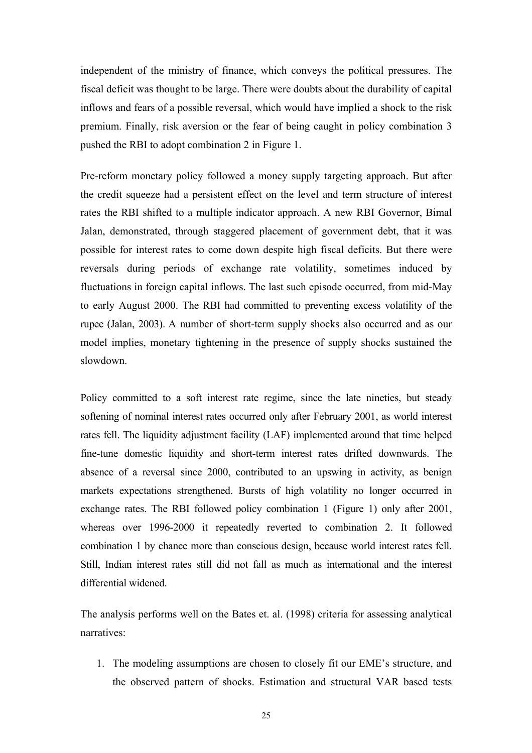independent of the ministry of finance, which conveys the political pressures. The fiscal deficit was thought to be large. There were doubts about the durability of capital inflows and fears of a possible reversal, which would have implied a shock to the risk premium. Finally, risk aversion or the fear of being caught in policy combination 3 pushed the RBI to adopt combination 2 in Figure 1.

Pre-reform monetary policy followed a money supply targeting approach. But after the credit squeeze had a persistent effect on the level and term structure of interest rates the RBI shifted to a multiple indicator approach. A new RBI Governor, Bimal Jalan, demonstrated, through staggered placement of government debt, that it was possible for interest rates to come down despite high fiscal deficits. But there were reversals during periods of exchange rate volatility, sometimes induced by fluctuations in foreign capital inflows. The last such episode occurred, from mid-May to early August 2000. The RBI had committed to preventing excess volatility of the rupee (Jalan, 2003). A number of short-term supply shocks also occurred and as our model implies, monetary tightening in the presence of supply shocks sustained the slowdown.

Policy committed to a soft interest rate regime, since the late nineties, but steady softening of nominal interest rates occurred only after February 2001, as world interest rates fell. The liquidity adjustment facility (LAF) implemented around that time helped fine-tune domestic liquidity and short-term interest rates drifted downwards. The absence of a reversal since 2000, contributed to an upswing in activity, as benign markets expectations strengthened. Bursts of high volatility no longer occurred in exchange rates. The RBI followed policy combination 1 (Figure 1) only after 2001, whereas over 1996-2000 it repeatedly reverted to combination 2. It followed combination 1 by chance more than conscious design, because world interest rates fell. Still, Indian interest rates still did not fall as much as international and the interest differential widened.

The analysis performs well on the Bates et. al. (1998) criteria for assessing analytical narratives:

1. The modeling assumptions are chosen to closely fit our EME's structure, and the observed pattern of shocks. Estimation and structural VAR based tests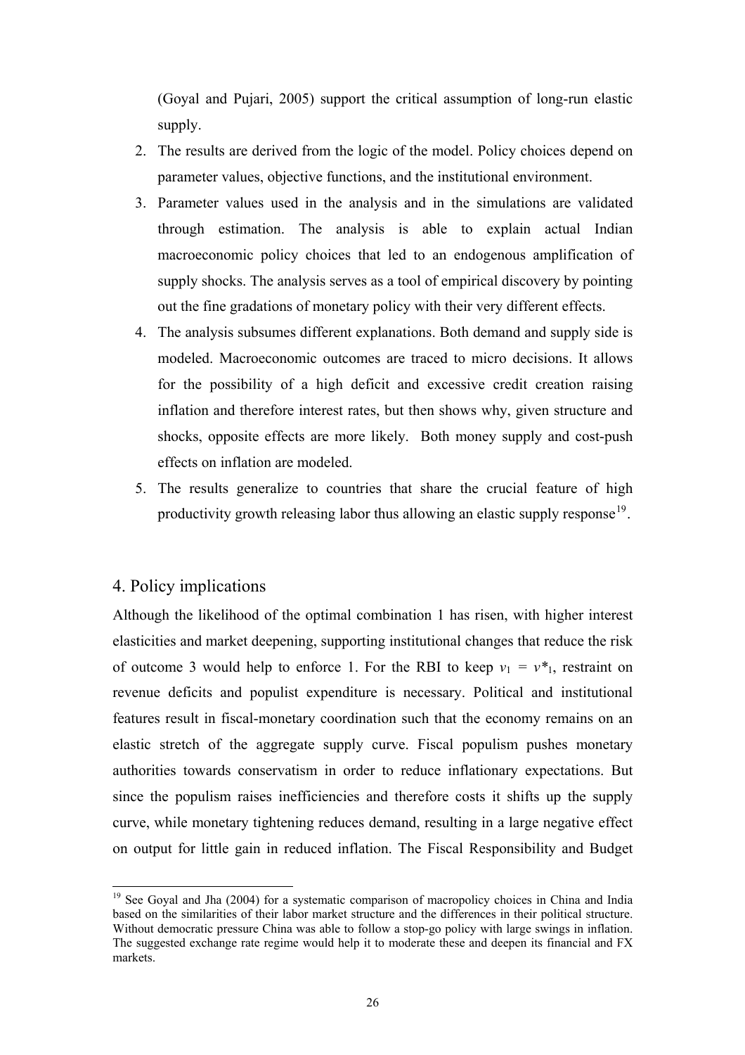(Goyal and Pujari, 2005) support the critical assumption of long-run elastic supply.

2. The results are derived from the logic of the model. Policy choices depend on parameter values, objective functions, and the institutional environment.
3. Parameter values used in the analysis and in the simulations are validated through estimation. The analysis is able to explain actual Indian macroeconomic policy choices that led to an endogenous amplification of supply shocks. The analysis serves as a tool of empirical discovery by pointing out the fine gradations of monetary policy with their very different effects.
4. The analysis subsumes different explanations. Both demand and supply side is modeled. Macroeconomic outcomes are traced to micro decisions. It allows for the possibility of a high deficit and excessive credit creation raising inflation and therefore interest rates, but then shows why, given structure and shocks, opposite effects are more likely. Both money supply and cost-push effects on inflation are modeled.
5. The results generalize to countries that share the crucial feature of high productivity growth releasing labor thus allowing an elastic supply response[19].

## 4. Policy implications

Although the likelihood of the optimal combination 1 has risen, with higher interest elasticities and market deepening, supporting institutional changes that reduce the risk of outcome 3 would help to enforce 1. For the RBI to keep $v_1 = v^*_1$, restraint on revenue deficits and populist expenditure is necessary. Political and institutional features result in fiscal-monetary coordination such that the economy remains on an elastic stretch of the aggregate supply curve. Fiscal populism pushes monetary authorities towards conservatism in order to reduce inflationary expectations. But since the populism raises inefficiencies and therefore costs it shifts up the supply curve, while monetary tightening reduces demand, resulting in a large negative effect on output for little gain in reduced inflation. The Fiscal Responsibility and Budget

---

[19] See Goyal and Jha (2004) for a systematic comparison of macropolicy choices in China and India based on the similarities of their labor market structure and the differences in their political structure. Without democratic pressure China was able to follow a stop-go policy with large swings in inflation. The suggested exchange rate regime would help it to moderate these and deepen its financial and FX markets.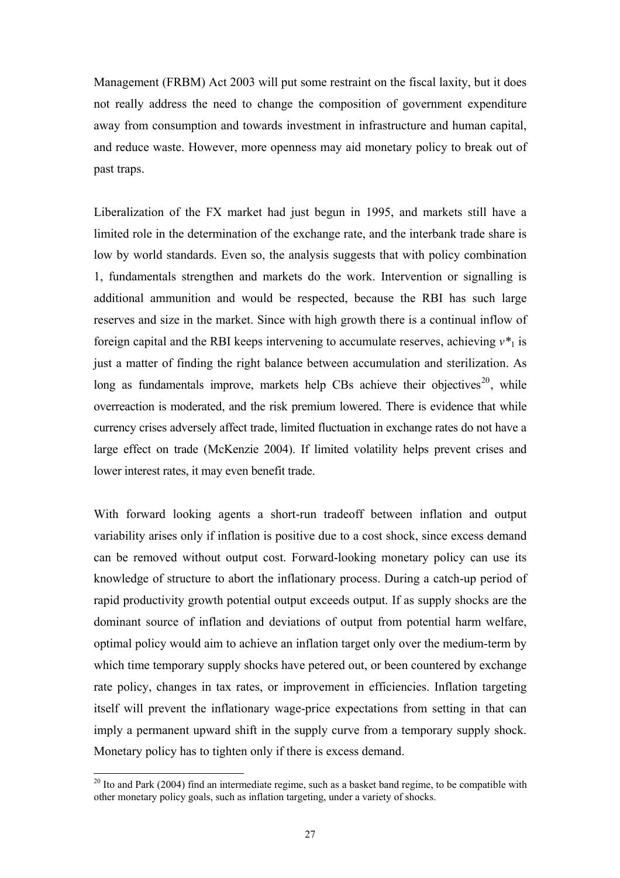Management (FRBM) Act 2003 will put some restraint on the fiscal laxity, but it does not really address the need to change the composition of government expenditure away from consumption and towards investment in infrastructure and human capital, and reduce waste. However, more openness may aid monetary policy to break out of past traps.

Liberalization of the FX market had just begun in 1995, and markets still have a limited role in the determination of the exchange rate, and the interbank trade share is low by world standards. Even so, the analysis suggests that with policy combination 1, fundamentals strengthen and markets do the work. Intervention or signalling is additional ammunition and would be respected, because the RBI has such large reserves and size in the market. Since with high growth there is a continual inflow of foreign capital and the RBI keeps intervening to accumulate reserves, achieving $v^*_1$ is just a matter of finding the right balance between accumulation and sterilization. As long as fundamentals improve, markets help CBs achieve their objectives[20], while overreaction is moderated, and the risk premium lowered. There is evidence that while currency crises adversely affect trade, limited fluctuation in exchange rates do not have a large effect on trade (McKenzie 2004). If limited volatility helps prevent crises and lower interest rates, it may even benefit trade.

With forward looking agents a short-run tradeoff between inflation and output variability arises only if inflation is positive due to a cost shock, since excess demand can be removed without output cost. Forward-looking monetary policy can use its knowledge of structure to abort the inflationary process. During a catch-up period of rapid productivity growth potential output exceeds output. If as supply shocks are the dominant source of inflation and deviations of output from potential harm welfare, optimal policy would aim to achieve an inflation target only over the medium-term by which time temporary supply shocks have petered out, or been countered by exchange rate policy, changes in tax rates, or improvement in efficiencies. Inflation targeting itself will prevent the inflationary wage-price expectations from setting in that can imply a permanent upward shift in the supply curve from a temporary supply shock. Monetary policy has to tighten only if there is excess demand.

[20] Ito and Park (2004) find an intermediate regime, such as a basket band regime, to be compatible with other monetary policy goals, such as inflation targeting, under a variety of shocks.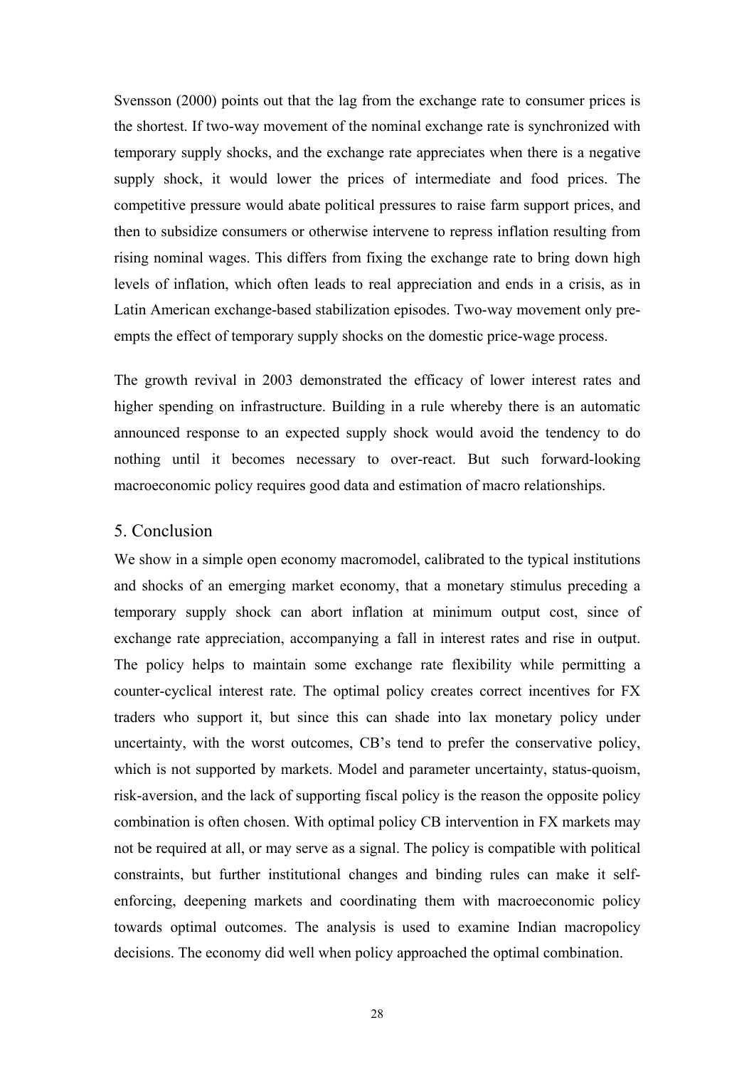Svensson (2000) points out that the lag from the exchange rate to consumer prices is the shortest. If two-way movement of the nominal exchange rate is synchronized with temporary supply shocks, and the exchange rate appreciates when there is a negative supply shock, it would lower the prices of intermediate and food prices. The competitive pressure would abate political pressures to raise farm support prices, and then to subsidize consumers or otherwise intervene to repress inflation resulting from rising nominal wages. This differs from fixing the exchange rate to bring down high levels of inflation, which often leads to real appreciation and ends in a crisis, as in Latin American exchange-based stabilization episodes. Two-way movement only pre-empts the effect of temporary supply shocks on the domestic price-wage process.

The growth revival in 2003 demonstrated the efficacy of lower interest rates and higher spending on infrastructure. Building in a rule whereby there is an automatic announced response to an expected supply shock would avoid the tendency to do nothing until it becomes necessary to over-react. But such forward-looking macroeconomic policy requires good data and estimation of macro relationships.

## 5. Conclusion

We show in a simple open economy macromodel, calibrated to the typical institutions and shocks of an emerging market economy, that a monetary stimulus preceding a temporary supply shock can abort inflation at minimum output cost, since of exchange rate appreciation, accompanying a fall in interest rates and rise in output. The policy helps to maintain some exchange rate flexibility while permitting a counter-cyclical interest rate. The optimal policy creates correct incentives for FX traders who support it, but since this can shade into lax monetary policy under uncertainty, with the worst outcomes, CB's tend to prefer the conservative policy, which is not supported by markets. Model and parameter uncertainty, status-quoism, risk-aversion, and the lack of supporting fiscal policy is the reason the opposite policy combination is often chosen. With optimal policy CB intervention in FX markets may not be required at all, or may serve as a signal. The policy is compatible with political constraints, but further institutional changes and binding rules can make it self-enforcing, deepening markets and coordinating them with macroeconomic policy towards optimal outcomes. The analysis is used to examine Indian macropolicy decisions. The economy did well when policy approached the optimal combination.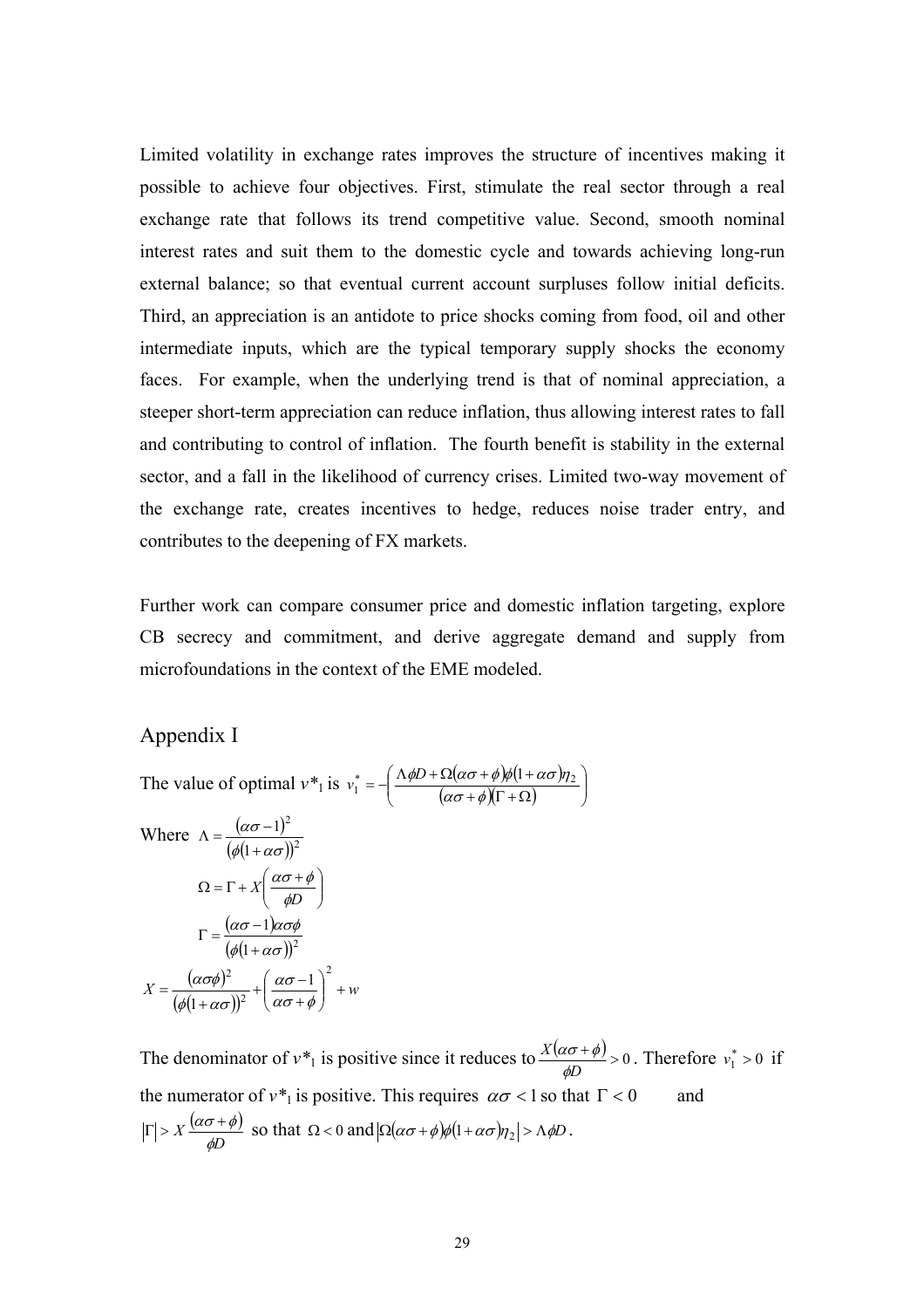Limited volatility in exchange rates improves the structure of incentives making it possible to achieve four objectives. First, stimulate the real sector through a real exchange rate that follows its trend competitive value. Second, smooth nominal interest rates and suit them to the domestic cycle and towards achieving long-run external balance; so that eventual current account surpluses follow initial deficits. Third, an appreciation is an antidote to price shocks coming from food, oil and other intermediate inputs, which are the typical temporary supply shocks the economy faces. For example, when the underlying trend is that of nominal appreciation, a steeper short-term appreciation can reduce inflation, thus allowing interest rates to fall and contributing to control of inflation. The fourth benefit is stability in the external sector, and a fall in the likelihood of currency crises. Limited two-way movement of the exchange rate, creates incentives to hedge, reduces noise trader entry, and contributes to the deepening of FX markets.

Further work can compare consumer price and domestic inflation targeting, explore CB secrecy and commitment, and derive aggregate demand and supply from microfoundations in the context of the EME modeled.

## Appendix I

The value of optimal $v^*_1$ is $v_1^* = -\left(\dfrac{\Lambda\phi D + \Omega(\alpha\sigma + \phi)\phi(1+\alpha\sigma)\eta_2}{(\alpha\sigma+\phi)(\Gamma+\Omega)}\right)$

Where $\Lambda = \dfrac{(\alpha\sigma - 1)^2}{(\phi(1+\alpha\sigma))^2}$

$$\Omega = \Gamma + X\left(\frac{\alpha\sigma+\phi}{\phi D}\right)$$

$$\Gamma = \frac{(\alpha\sigma-1)\alpha\sigma\phi}{(\phi(1+\alpha\sigma))^2}$$

$$X = \frac{(\alpha\sigma\phi)^2}{(\phi(1+\alpha\sigma))^2} + \left(\frac{\alpha\sigma-1}{\alpha\sigma+\phi}\right)^2 + w$$

The denominator of $v^*_1$ is positive since it reduces to $\dfrac{X(\alpha\sigma+\phi)}{\phi D} > 0$. Therefore $v_1^* > 0$ if the numerator of $v^*_1$ is positive. This requires $\alpha\sigma < 1$ so that $\Gamma < 0$ and $|\Gamma| > X\dfrac{(\alpha\sigma+\phi)}{\phi D}$ so that $\Omega < 0$ and $|\Omega(\alpha\sigma+\phi)\phi(1+\alpha\sigma)\eta_2| > \Lambda\phi D$.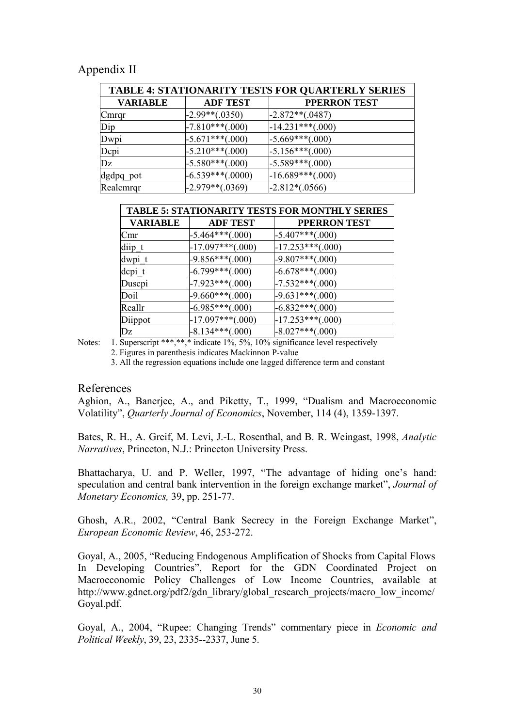# Appendix II

| TABLE 4: STATIONARITY TESTS FOR QUARTERLY SERIES | | |
|---|---|---|
| **VARIABLE** | **ADF TEST** | **PPERRON TEST** |
| Cmrqr | -2.99**(.0350) | -2.872**(.0487) |
| Dip | -7.810***(.000) | -14.231***(.000) |
| Dwpi | -5.671***(.000) | -5.669***(.000) |
| Dcpi | -5.210***(.000) | -5.156***(.000) |
| Dz | -5.580***(.000) | -5.589***(.000) |
| dgdpq_pot | -6.539***(.0000) | -16.689***(.000) |
| Realcmrqr | -2.979**(.0369) | -2.812*(.0566) |

| TABLE 5: STATIONARITY TESTS FOR MONTHLY SERIES | | |
|---|---|---|
| **VARIABLE** | **ADF TEST** | **PPERRON TEST** |
| Cmr | -5.464***(.000) | -5.407***(.000) |
| diip_t | -17.097***(.000) | -17.253***(.000) |
| dwpi_t | -9.856***(.000) | -9.807***(.000) |
| dcpi_t | -6.799***(.000) | -6.678***(.000) |
| Duscpi | -7.923***(.000) | -7.532***(.000) |
| Doil | -9.660***(.000) | -9.631***(.000) |
| Reallr | -6.985***(.000) | -6.832***(.000) |
| Diippot | -17.097***(.000) | -17.253***(.000) |
| Dz | -8.134***(.000) | -8.027***(.000) |

Notes: 1. Superscript ***,**,* indicate 1%, 5%, 10% significance level respectively
2. Figures in parenthesis indicates Mackinnon P-value
3. All the regression equations include one lagged difference term and constant

## References

Aghion, A., Banerjee, A., and Piketty, T., 1999, "Dualism and Macroeconomic Volatility", *Quarterly Journal of Economics*, November, 114 (4), 1359-1397.

Bates, R. H., A. Greif, M. Levi, J.-L. Rosenthal, and B. R. Weingast, 1998, *Analytic Narratives*, Princeton, N.J.: Princeton University Press.

Bhattacharya, U. and P. Weller, 1997, "The advantage of hiding one's hand: speculation and central bank intervention in the foreign exchange market", *Journal of Monetary Economics,* 39, pp. 251-77.

Ghosh, A.R., 2002, "Central Bank Secrecy in the Foreign Exchange Market", *European Economic Review*, 46, 253-272.

Goyal, A., 2005, "Reducing Endogenous Amplification of Shocks from Capital Flows In Developing Countries", Report for the GDN Coordinated Project on Macroeconomic Policy Challenges of Low Income Countries, available at http://www.gdnet.org/pdf2/gdn_library/global_research_projects/macro_low_income/Goyal.pdf.

Goyal, A., 2004, "Rupee: Changing Trends" commentary piece in *Economic and Political Weekly*, 39, 23, 2335--2337, June 5.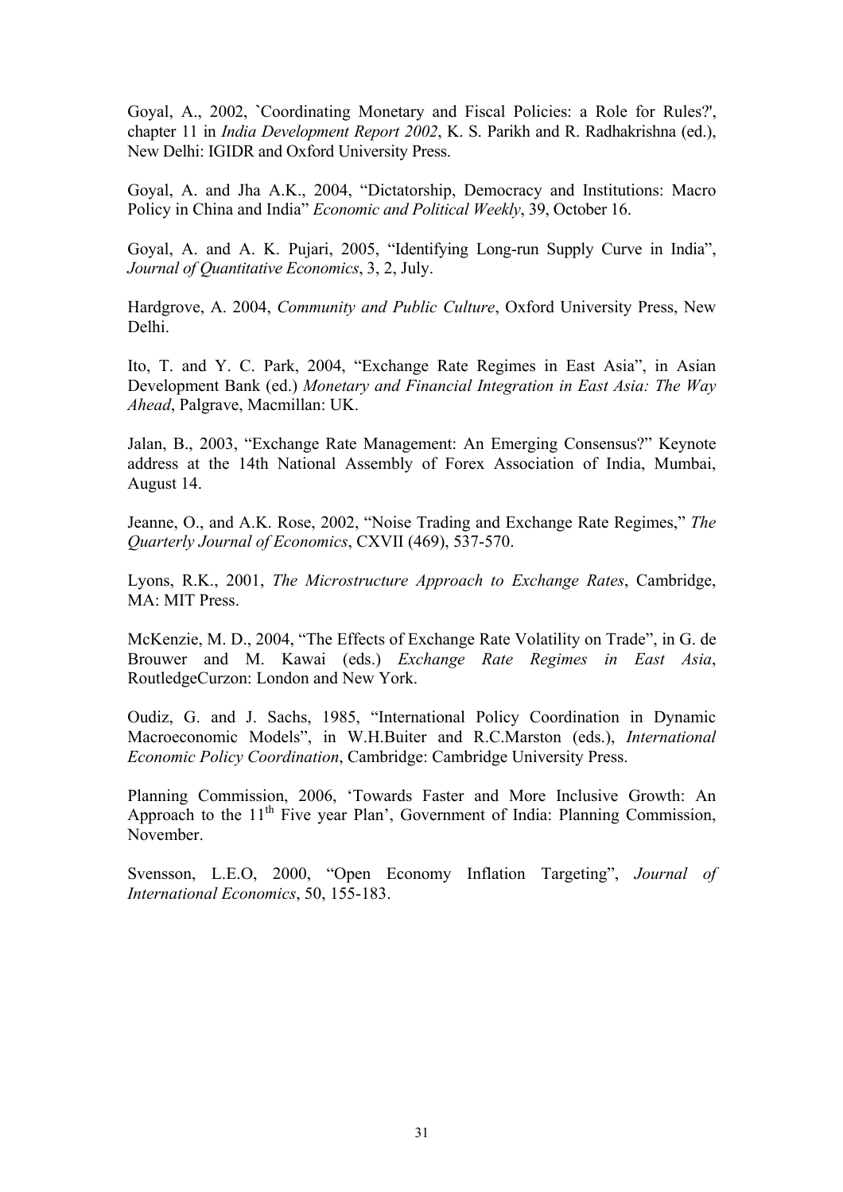Goyal, A., 2002, `Coordinating Monetary and Fiscal Policies: a Role for Rules?', chapter 11 in *India Development Report 2002*, K. S. Parikh and R. Radhakrishna (ed.), New Delhi: IGIDR and Oxford University Press.

Goyal, A. and Jha A.K., 2004, "Dictatorship, Democracy and Institutions: Macro Policy in China and India" *Economic and Political Weekly*, 39, October 16.

Goyal, A. and A. K. Pujari, 2005, "Identifying Long-run Supply Curve in India", *Journal of Quantitative Economics*, 3, 2, July.

Hardgrove, A. 2004, *Community and Public Culture*, Oxford University Press, New Delhi.

Ito, T. and Y. C. Park, 2004, "Exchange Rate Regimes in East Asia", in Asian Development Bank (ed.) *Monetary and Financial Integration in East Asia: The Way Ahead*, Palgrave, Macmillan: UK.

Jalan, B., 2003, "Exchange Rate Management: An Emerging Consensus?" Keynote address at the 14th National Assembly of Forex Association of India, Mumbai, August 14.

Jeanne, O., and A.K. Rose, 2002, "Noise Trading and Exchange Rate Regimes," *The Quarterly Journal of Economics*, CXVII (469), 537-570.

Lyons, R.K., 2001, *The Microstructure Approach to Exchange Rates*, Cambridge, MA: MIT Press.

McKenzie, M. D., 2004, "The Effects of Exchange Rate Volatility on Trade", in G. de Brouwer and M. Kawai (eds.) *Exchange Rate Regimes in East Asia*, RoutledgeCurzon: London and New York.

Oudiz, G. and J. Sachs, 1985, "International Policy Coordination in Dynamic Macroeconomic Models", in W.H.Buiter and R.C.Marston (eds.), *International Economic Policy Coordination*, Cambridge: Cambridge University Press.

Planning Commission, 2006, 'Towards Faster and More Inclusive Growth: An Approach to the 11th Five year Plan', Government of India: Planning Commission, November.

Svensson, L.E.O, 2000, "Open Economy Inflation Targeting", *Journal of International Economics*, 50, 155-183.